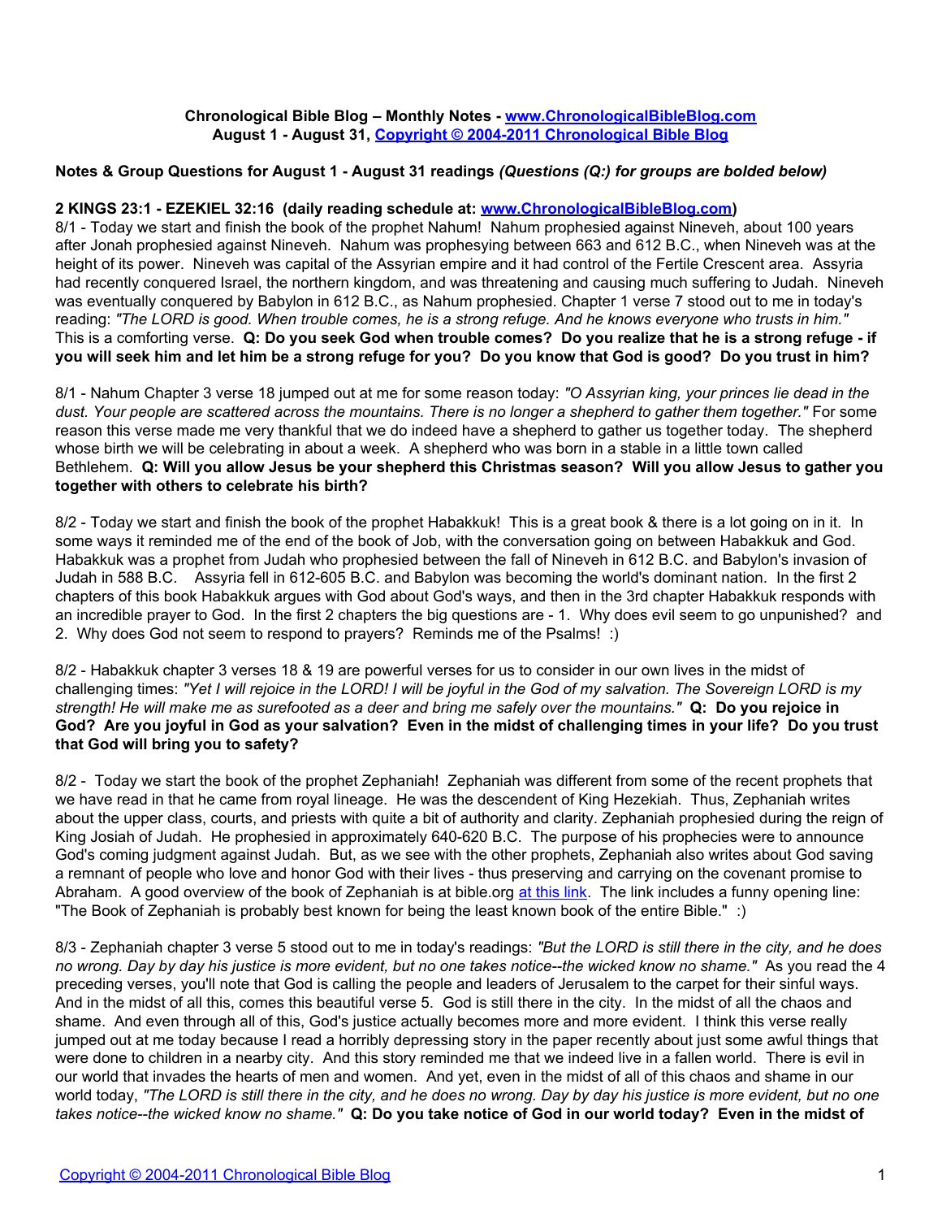**Chronological Bible Blog – Monthly Notes - [www.ChronologicalBibleBlog.com](http://www.ChronologicalBibleBlog.com)**
**August 1 - August 31, [Copyright © 2004-2011 Chronological Bible Blog](http://www.ChronologicalBibleBlog.com)**

**Notes & Group Questions for August 1 - August 31 readings** ***(Questions (Q:) for groups are bolded below)***

**2 KINGS 23:1 - EZEKIEL 32:16 (daily reading schedule at: [www.ChronologicalBibleBlog.com](http://www.ChronologicalBibleBlog.com))**

8/1 - Today we start and finish the book of the prophet Nahum! Nahum prophesied against Nineveh, about 100 years after Jonah prophesied against Nineveh. Nahum was prophesying between 663 and 612 B.C., when Nineveh was at the height of its power. Nineveh was capital of the Assyrian empire and it had control of the Fertile Crescent area. Assyria had recently conquered Israel, the northern kingdom, and was threatening and causing much suffering to Judah. Nineveh was eventually conquered by Babylon in 612 B.C., as Nahum prophesied. Chapter 1 verse 7 stood out to me in today's reading: *"The LORD is good. When trouble comes, he is a strong refuge. And he knows everyone who trusts in him."* This is a comforting verse. **Q: Do you seek God when trouble comes? Do you realize that he is a strong refuge - if you will seek him and let him be a strong refuge for you? Do you know that God is good? Do you trust in him?**

8/1 - Nahum Chapter 3 verse 18 jumped out at me for some reason today: *"O Assyrian king, your princes lie dead in the dust. Your people are scattered across the mountains. There is no longer a shepherd to gather them together."* For some reason this verse made me very thankful that we do indeed have a shepherd to gather us together today. The shepherd whose birth we will be celebrating in about a week. A shepherd who was born in a stable in a little town called Bethlehem. **Q: Will you allow Jesus be your shepherd this Christmas season? Will you allow Jesus to gather you together with others to celebrate his birth?**

8/2 - Today we start and finish the book of the prophet Habakkuk! This is a great book & there is a lot going on in it. In some ways it reminded me of the end of the book of Job, with the conversation going on between Habakkuk and God. Habakkuk was a prophet from Judah who prophesied between the fall of Nineveh in 612 B.C. and Babylon's invasion of Judah in 588 B.C. Assyria fell in 612-605 B.C. and Babylon was becoming the world's dominant nation. In the first 2 chapters of this book Habakkuk argues with God about God's ways, and then in the 3rd chapter Habakkuk responds with an incredible prayer to God. In the first 2 chapters the big questions are - 1. Why does evil seem to go unpunished? and 2. Why does God not seem to respond to prayers? Reminds me of the Psalms! :)

8/2 - Habakkuk chapter 3 verses 18 & 19 are powerful verses for us to consider in our own lives in the midst of challenging times: *"Yet I will rejoice in the LORD! I will be joyful in the God of my salvation. The Sovereign LORD is my strength! He will make me as surefooted as a deer and bring me safely over the mountains."* **Q: Do you rejoice in God? Are you joyful in God as your salvation? Even in the midst of challenging times in your life? Do you trust that God will bring you to safety?**

8/2 - Today we start the book of the prophet Zephaniah! Zephaniah was different from some of the recent prophets that we have read in that he came from royal lineage. He was the descendent of King Hezekiah. Thus, Zephaniah writes about the upper class, courts, and priests with quite a bit of authority and clarity. Zephaniah prophesied during the reign of King Josiah of Judah. He prophesied in approximately 640-620 B.C. The purpose of his prophecies were to announce God's coming judgment against Judah. But, as we see with the other prophets, Zephaniah also writes about God saving a remnant of people who love and honor God with their lives - thus preserving and carrying on the covenant promise to Abraham. A good overview of the book of Zephaniah is at bible.org at this link. The link includes a funny opening line: "The Book of Zephaniah is probably best known for being the least known book of the entire Bible." :)

8/3 - Zephaniah chapter 3 verse 5 stood out to me in today's readings: *"But the LORD is still there in the city, and he does no wrong. Day by day his justice is more evident, but no one takes notice--the wicked know no shame."* As you read the 4 preceding verses, you'll note that God is calling the people and leaders of Jerusalem to the carpet for their sinful ways. And in the midst of all this, comes this beautiful verse 5. God is still there in the city. In the midst of all the chaos and shame. And even through all of this, God's justice actually becomes more and more evident. I think this verse really jumped out at me today because I read a horribly depressing story in the paper recently about just some awful things that were done to children in a nearby city. And this story reminded me that we indeed live in a fallen world. There is evil in our world that invades the hearts of men and women. And yet, even in the midst of all of this chaos and shame in our world today, *"The LORD is still there in the city, and he does no wrong. Day by day his justice is more evident, but no one takes notice--the wicked know no shame."* **Q: Do you take notice of God in our world today? Even in the midst of**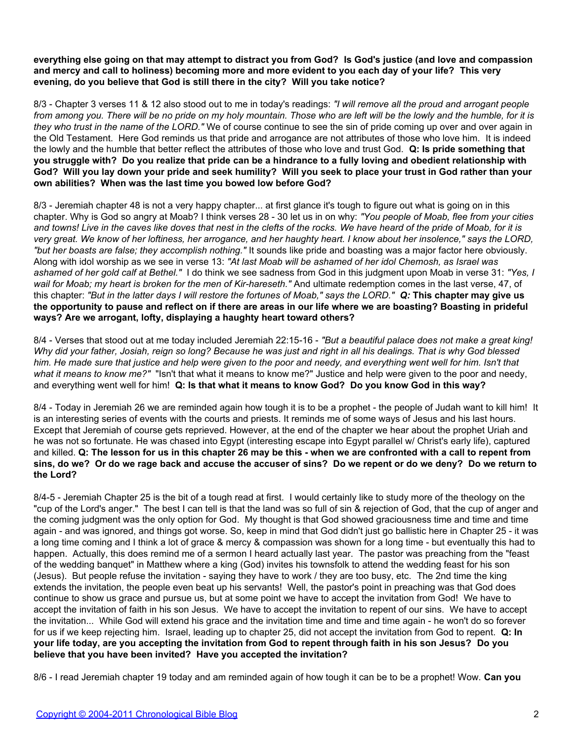**everything else going on that may attempt to distract you from God? Is God's justice (and love and compassion and mercy and call to holiness) becoming more and more evident to you each day of your life? This very evening, do you believe that God is still there in the city? Will you take notice?**

8/3 - Chapter 3 verses 11 & 12 also stood out to me in today's readings: *"I will remove all the proud and arrogant people from among you. There will be no pride on my holy mountain. Those who are left will be the lowly and the humble, for it is they who trust in the name of the LORD."* We of course continue to see the sin of pride coming up over and over again in the Old Testament. Here God reminds us that pride and arrogance are not attributes of those who love him. It is indeed the lowly and the humble that better reflect the attributes of those who love and trust God. **Q: Is pride something that you struggle with? Do you realize that pride can be a hindrance to a fully loving and obedient relationship with God? Will you lay down your pride and seek humility? Will you seek to place your trust in God rather than your own abilities? When was the last time you bowed low before God?**

8/3 - Jeremiah chapter 48 is not a very happy chapter... at first glance it's tough to figure out what is going on in this chapter. Why is God so angry at Moab? I think verses 28 - 30 let us in on why: *"You people of Moab, flee from your cities and towns! Live in the caves like doves that nest in the clefts of the rocks. We have heard of the pride of Moab, for it is very great. We know of her loftiness, her arrogance, and her haughty heart. I know about her insolence," says the LORD, "but her boasts are false; they accomplish nothing."* It sounds like pride and boasting was a major factor here obviously. Along with idol worship as we see in verse 13: *"At last Moab will be ashamed of her idol Chemosh, as Israel was ashamed of her gold calf at Bethel."* I do think we see sadness from God in this judgment upon Moab in verse 31: *"Yes, I wail for Moab; my heart is broken for the men of Kir-hareseth."* And ultimate redemption comes in the last verse, 47, of this chapter: *"But in the latter days I will restore the fortunes of Moab," says the LORD."* ***Q:*** **This chapter may give us the opportunity to pause and reflect on if there are areas in our life where we are boasting? Boasting in prideful ways? Are we arrogant, lofty, displaying a haughty heart toward others?**

8/4 - Verses that stood out at me today included Jeremiah 22:15-16 - *"But a beautiful palace does not make a great king! Why did your father, Josiah, reign so long? Because he was just and right in all his dealings. That is why God blessed him. He made sure that justice and help were given to the poor and needy, and everything went well for him. Isn't that what it means to know me?"* "Isn't that what it means to know me?" Justice and help were given to the poor and needy, and everything went well for him! **Q: Is that what it means to know God? Do you know God in this way?**

8/4 - Today in Jeremiah 26 we are reminded again how tough it is to be a prophet - the people of Judah want to kill him! It is an interesting series of events with the courts and priests. It reminds me of some ways of Jesus and his last hours. Except that Jeremiah of course gets reprieved. However, at the end of the chapter we hear about the prophet Uriah and he was not so fortunate. He was chased into Egypt (interesting escape into Egypt parallel w/ Christ's early life), captured and killed. **Q: The lesson for us in this chapter 26 may be this - when we are confronted with a call to repent from sins, do we? Or do we rage back and accuse the accuser of sins? Do we repent or do we deny? Do we return to the Lord?**

8/4-5 - Jeremiah Chapter 25 is the bit of a tough read at first. I would certainly like to study more of the theology on the "cup of the Lord's anger." The best I can tell is that the land was so full of sin & rejection of God, that the cup of anger and the coming judgment was the only option for God. My thought is that God showed graciousness time and time and time again - and was ignored, and things got worse. So, keep in mind that God didn't just go ballistic here in Chapter 25 - it was a long time coming and I think a lot of grace & mercy & compassion was shown for a long time - but eventually this had to happen. Actually, this does remind me of a sermon I heard actually last year. The pastor was preaching from the "feast of the wedding banquet" in Matthew where a king (God) invites his townsfolk to attend the wedding feast for his son (Jesus). But people refuse the invitation - saying they have to work / they are too busy, etc. The 2nd time the king extends the invitation, the people even beat up his servants! Well, the pastor's point in preaching was that God does continue to show us grace and pursue us, but at some point we have to accept the invitation from God! We have to accept the invitation of faith in his son Jesus. We have to accept the invitation to repent of our sins. We have to accept the invitation... While God will extend his grace and the invitation time and time and time again - he won't do so forever for us if we keep rejecting him. Israel, leading up to chapter 25, did not accept the invitation from God to repent. **Q: In your life today, are you accepting the invitation from God to repent through faith in his son Jesus? Do you believe that you have been invited? Have you accepted the invitation?**

8/6 - I read Jeremiah chapter 19 today and am reminded again of how tough it can be to be a prophet! Wow. **Can you**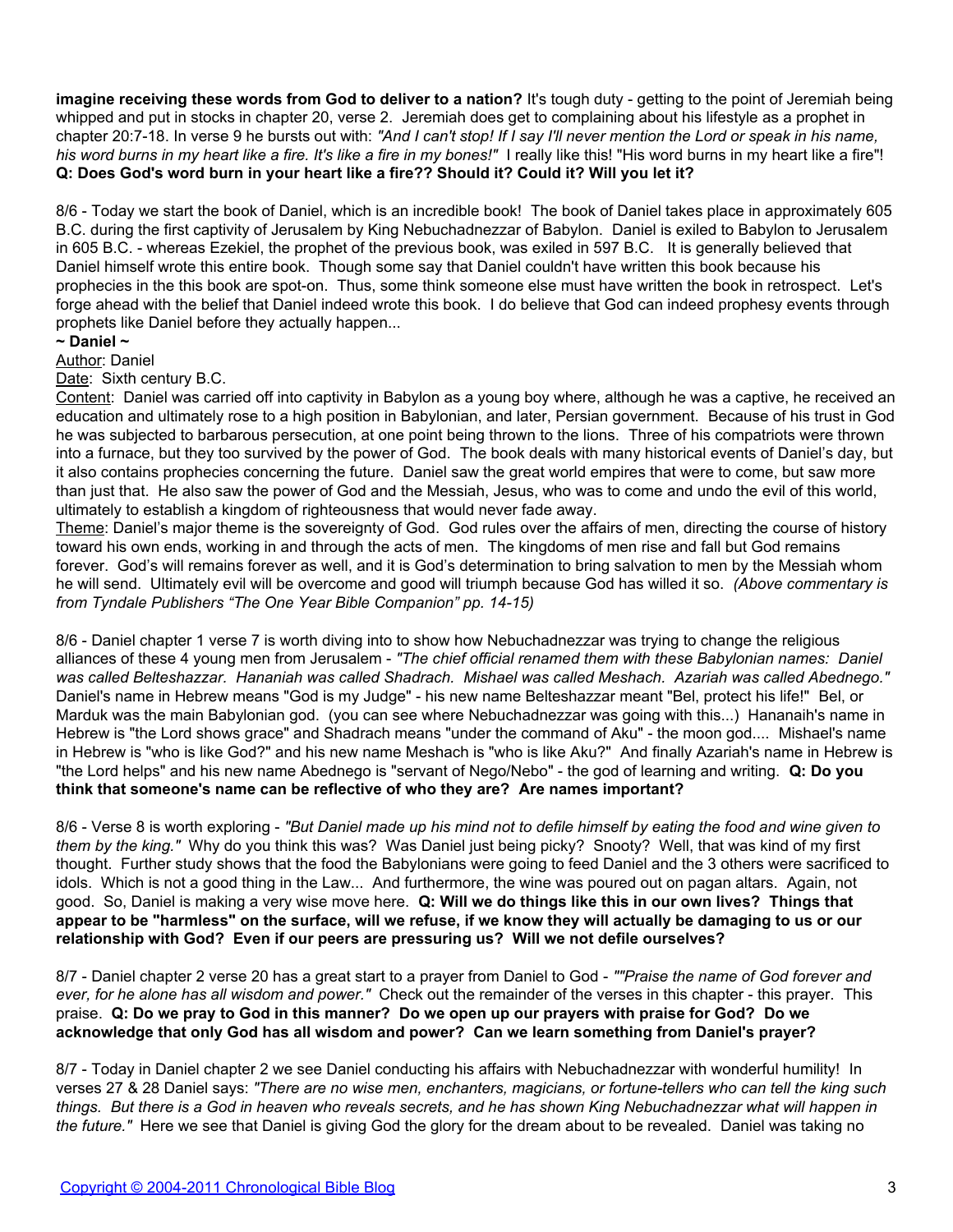**imagine receiving these words from God to deliver to a nation?** It's tough duty - getting to the point of Jeremiah being whipped and put in stocks in chapter 20, verse 2. Jeremiah does get to complaining about his lifestyle as a prophet in chapter 20:7-18. In verse 9 he bursts out with: *"And I can't stop! If I say I'll never mention the Lord or speak in his name, his word burns in my heart like a fire. It's like a fire in my bones!"* I really like this! "His word burns in my heart like a fire"! **Q: Does God's word burn in your heart like a fire?? Should it? Could it? Will you let it?**

8/6 - Today we start the book of Daniel, which is an incredible book! The book of Daniel takes place in approximately 605 B.C. during the first captivity of Jerusalem by King Nebuchadnezzar of Babylon. Daniel is exiled to Babylon to Jerusalem in 605 B.C. - whereas Ezekiel, the prophet of the previous book, was exiled in 597 B.C. It is generally believed that Daniel himself wrote this entire book. Though some say that Daniel couldn't have written this book because his prophecies in the this book are spot-on. Thus, some think someone else must have written the book in retrospect. Let's forge ahead with the belief that Daniel indeed wrote this book. I do believe that God can indeed prophesy events through prophets like Daniel before they actually happen...

**~ Daniel ~**

Author: Daniel

Date: Sixth century B.C.

Content: Daniel was carried off into captivity in Babylon as a young boy where, although he was a captive, he received an education and ultimately rose to a high position in Babylonian, and later, Persian government. Because of his trust in God he was subjected to barbarous persecution, at one point being thrown to the lions. Three of his compatriots were thrown into a furnace, but they too survived by the power of God. The book deals with many historical events of Daniel's day, but it also contains prophecies concerning the future. Daniel saw the great world empires that were to come, but saw more than just that. He also saw the power of God and the Messiah, Jesus, who was to come and undo the evil of this world, ultimately to establish a kingdom of righteousness that would never fade away.

Theme: Daniel's major theme is the sovereignty of God. God rules over the affairs of men, directing the course of history toward his own ends, working in and through the acts of men. The kingdoms of men rise and fall but God remains forever. God's will remains forever as well, and it is God's determination to bring salvation to men by the Messiah whom he will send. Ultimately evil will be overcome and good will triumph because God has willed it so. *(Above commentary is from Tyndale Publishers "The One Year Bible Companion" pp. 14-15)*

8/6 - Daniel chapter 1 verse 7 is worth diving into to show how Nebuchadnezzar was trying to change the religious alliances of these 4 young men from Jerusalem - *"The chief official renamed them with these Babylonian names: Daniel was called Belteshazzar. Hananiah was called Shadrach. Mishael was called Meshach. Azariah was called Abednego."* Daniel's name in Hebrew means "God is my Judge" - his new name Belteshazzar meant "Bel, protect his life!" Bel, or Marduk was the main Babylonian god. (you can see where Nebuchadnezzar was going with this...) Hananaih's name in Hebrew is "the Lord shows grace" and Shadrach means "under the command of Aku" - the moon god.... Mishael's name in Hebrew is "who is like God?" and his new name Meshach is "who is like Aku?" And finally Azariah's name in Hebrew is "the Lord helps" and his new name Abednego is "servant of Nego/Nebo" - the god of learning and writing. **Q: Do you think that someone's name can be reflective of who they are? Are names important?**

8/6 - Verse 8 is worth exploring - *"But Daniel made up his mind not to defile himself by eating the food and wine given to them by the king."* Why do you think this was? Was Daniel just being picky? Snooty? Well, that was kind of my first thought. Further study shows that the food the Babylonians were going to feed Daniel and the 3 others were sacrificed to idols. Which is not a good thing in the Law... And furthermore, the wine was poured out on pagan altars. Again, not good. So, Daniel is making a very wise move here. **Q: Will we do things like this in our own lives? Things that appear to be "harmless" on the surface, will we refuse, if we know they will actually be damaging to us or our relationship with God? Even if our peers are pressuring us? Will we not defile ourselves?**

8/7 - Daniel chapter 2 verse 20 has a great start to a prayer from Daniel to God - *""Praise the name of God forever and ever, for he alone has all wisdom and power."* Check out the remainder of the verses in this chapter - this prayer. This praise. **Q: Do we pray to God in this manner? Do we open up our prayers with praise for God? Do we acknowledge that only God has all wisdom and power? Can we learn something from Daniel's prayer?**

8/7 - Today in Daniel chapter 2 we see Daniel conducting his affairs with Nebuchadnezzar with wonderful humility! In verses 27 & 28 Daniel says: *"There are no wise men, enchanters, magicians, or fortune-tellers who can tell the king such things. But there is a God in heaven who reveals secrets, and he has shown King Nebuchadnezzar what will happen in the future."* Here we see that Daniel is giving God the glory for the dream about to be revealed. Daniel was taking no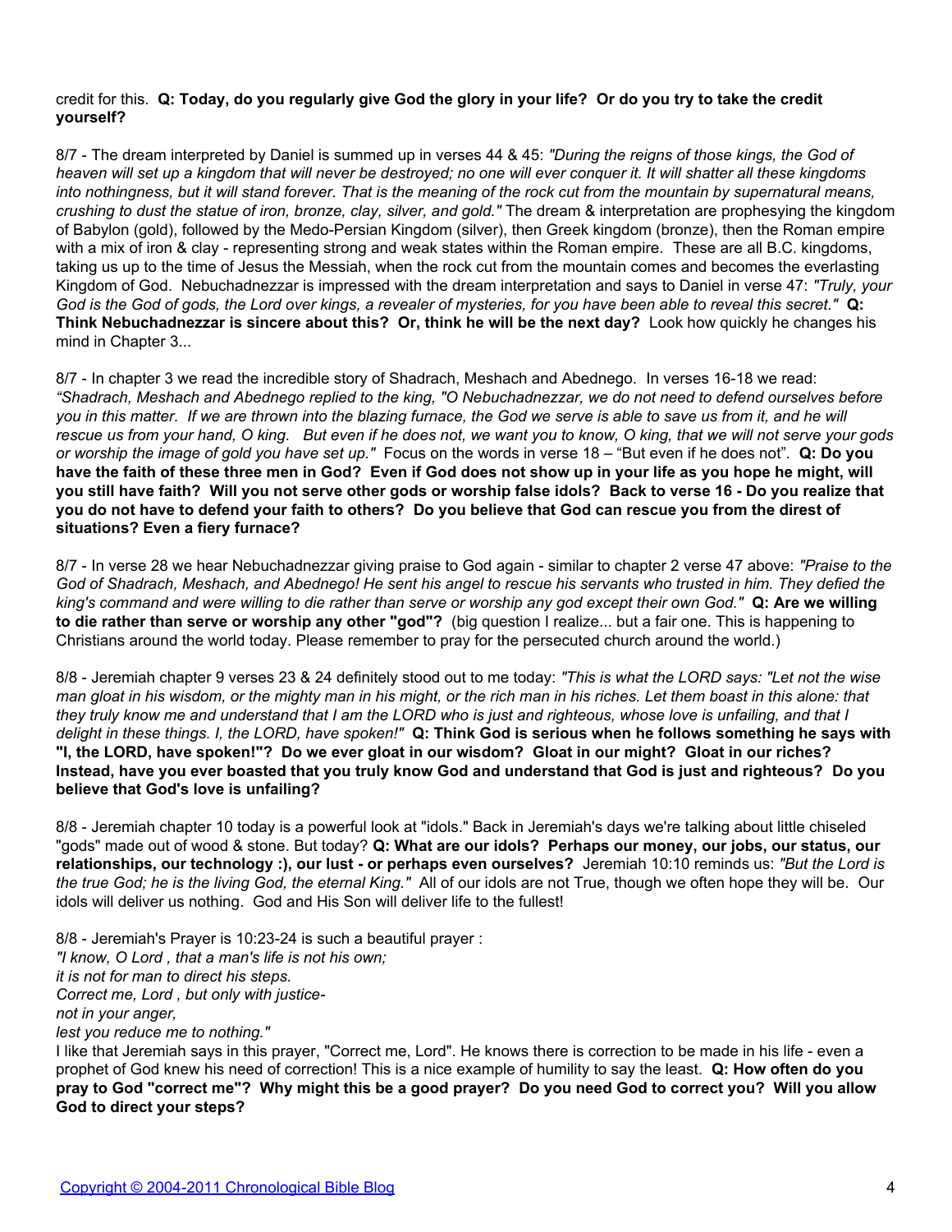credit for this. **Q: Today, do you regularly give God the glory in your life? Or do you try to take the credit yourself?**

8/7 - The dream interpreted by Daniel is summed up in verses 44 & 45: *"During the reigns of those kings, the God of heaven will set up a kingdom that will never be destroyed; no one will ever conquer it. It will shatter all these kingdoms into nothingness, but it will stand forever. That is the meaning of the rock cut from the mountain by supernatural means, crushing to dust the statue of iron, bronze, clay, silver, and gold."* The dream & interpretation are prophesying the kingdom of Babylon (gold), followed by the Medo-Persian Kingdom (silver), then Greek kingdom (bronze), then the Roman empire with a mix of iron & clay - representing strong and weak states within the Roman empire. These are all B.C. kingdoms, taking us up to the time of Jesus the Messiah, when the rock cut from the mountain comes and becomes the everlasting Kingdom of God. Nebuchadnezzar is impressed with the dream interpretation and says to Daniel in verse 47: *"Truly, your God is the God of gods, the Lord over kings, a revealer of mysteries, for you have been able to reveal this secret."* **Q: Think Nebuchadnezzar is sincere about this? Or, think he will be the next day?** Look how quickly he changes his mind in Chapter 3...

8/7 - In chapter 3 we read the incredible story of Shadrach, Meshach and Abednego. In verses 16-18 we read: *"Shadrach, Meshach and Abednego replied to the king, "O Nebuchadnezzar, we do not need to defend ourselves before you in this matter. If we are thrown into the blazing furnace, the God we serve is able to save us from it, and he will rescue us from your hand, O king. But even if he does not, we want you to know, O king, that we will not serve your gods or worship the image of gold you have set up."* Focus on the words in verse 18 – "But even if he does not". **Q: Do you have the faith of these three men in God? Even if God does not show up in your life as you hope he might, will you still have faith? Will you not serve other gods or worship false idols? Back to verse 16 - Do you realize that you do not have to defend your faith to others? Do you believe that God can rescue you from the direst of situations? Even a fiery furnace?**

8/7 - In verse 28 we hear Nebuchadnezzar giving praise to God again - similar to chapter 2 verse 47 above: *"Praise to the God of Shadrach, Meshach, and Abednego! He sent his angel to rescue his servants who trusted in him. They defied the king's command and were willing to die rather than serve or worship any god except their own God."* **Q: Are we willing to die rather than serve or worship any other "god"?** (big question I realize... but a fair one. This is happening to Christians around the world today. Please remember to pray for the persecuted church around the world.)

8/8 - Jeremiah chapter 9 verses 23 & 24 definitely stood out to me today: *"This is what the LORD says: "Let not the wise man gloat in his wisdom, or the mighty man in his might, or the rich man in his riches. Let them boast in this alone: that they truly know me and understand that I am the LORD who is just and righteous, whose love is unfailing, and that I delight in these things. I, the LORD, have spoken!"* **Q: Think God is serious when he follows something he says with "I, the LORD, have spoken!"? Do we ever gloat in our wisdom? Gloat in our might? Gloat in our riches? Instead, have you ever boasted that you truly know God and understand that God is just and righteous? Do you believe that God's love is unfailing?**

8/8 - Jeremiah chapter 10 today is a powerful look at "idols." Back in Jeremiah's days we're talking about little chiseled "gods" made out of wood & stone. But today? **Q: What are our idols? Perhaps our money, our jobs, our status, our relationships, our technology :), our lust - or perhaps even ourselves?** Jeremiah 10:10 reminds us: *"But the Lord is the true God; he is the living God, the eternal King."* All of our idols are not True, though we often hope they will be. Our idols will deliver us nothing. God and His Son will deliver life to the fullest!

8/8 - Jeremiah's Prayer is 10:23-24 is such a beautiful prayer :
*"I know, O Lord , that a man's life is not his own;*
*it is not for man to direct his steps.*
*Correct me, Lord , but only with justice-*
*not in your anger,*
*lest you reduce me to nothing."*
I like that Jeremiah says in this prayer, "Correct me, Lord". He knows there is correction to be made in his life - even a prophet of God knew his need of correction! This is a nice example of humility to say the least. **Q: How often do you pray to God "correct me"? Why might this be a good prayer? Do you need God to correct you? Will you allow God to direct your steps?**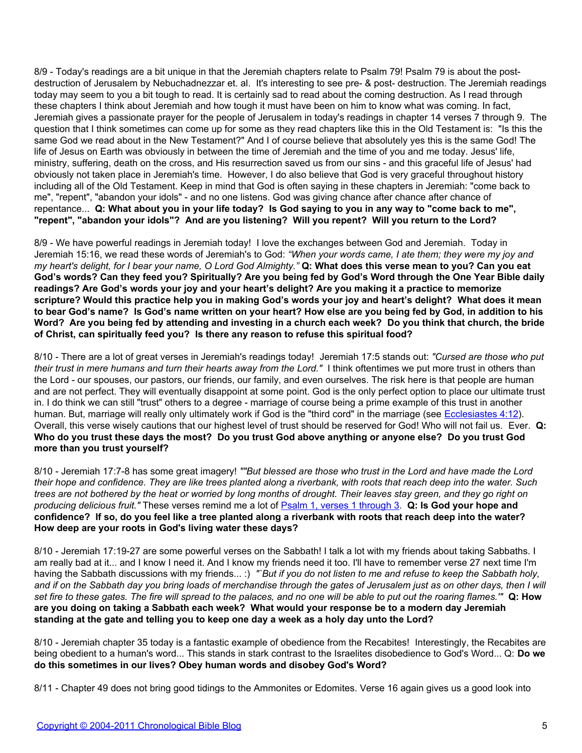8/9 - Today's readings are a bit unique in that the Jeremiah chapters relate to Psalm 79! Psalm 79 is about the post-destruction of Jerusalem by Nebuchadnezzar et. al. It's interesting to see pre- & post- destruction. The Jeremiah readings today may seem to you a bit tough to read. It is certainly sad to read about the coming destruction. As I read through these chapters I think about Jeremiah and how tough it must have been on him to know what was coming. In fact, Jeremiah gives a passionate prayer for the people of Jerusalem in today's readings in chapter 14 verses 7 through 9. The question that I think sometimes can come up for some as they read chapters like this in the Old Testament is: "Is this the same God we read about in the New Testament?" And I of course believe that absolutely yes this is the same God! The life of Jesus on Earth was obviously in between the time of Jeremiah and the time of you and me today. Jesus' life, ministry, suffering, death on the cross, and His resurrection saved us from our sins - and this graceful life of Jesus' had obviously not taken place in Jeremiah's time. However, I do also believe that God is very graceful throughout history including all of the Old Testament. Keep in mind that God is often saying in these chapters in Jeremiah: "come back to me", "repent", "abandon your idols" - and no one listens. God was giving chance after chance after chance of repentance... **Q: What about you in your life today? Is God saying to you in any way to "come back to me", "repent", "abandon your idols"? And are you listening? Will you repent? Will you return to the Lord?**

8/9 - We have powerful readings in Jeremiah today! I love the exchanges between God and Jeremiah. Today in Jeremiah 15:16, we read these words of Jeremiah's to God: *"When your words came, I ate them; they were my joy and my heart's delight, for I bear your name, O Lord God Almighty."* **Q: What does this verse mean to you? Can you eat God's words? Can they feed you? Spiritually? Are you being fed by God's Word through the One Year Bible daily readings? Are God's words your joy and your heart's delight? Are you making it a practice to memorize scripture? Would this practice help you in making God's words your joy and heart's delight? What does it mean to bear God's name? Is God's name written on your heart? How else are you being fed by God, in addition to his Word? Are you being fed by attending and investing in a church each week? Do you think that church, the bride of Christ, can spiritually feed you? Is there any reason to refuse this spiritual food?**

8/10 - There are a lot of great verses in Jeremiah's readings today! Jeremiah 17:5 stands out: *"Cursed are those who put their trust in mere humans and turn their hearts away from the Lord."* I think oftentimes we put more trust in others than the Lord - our spouses, our pastors, our friends, our family, and even ourselves. The risk here is that people are human and are not perfect. They will eventually disappoint at some point. God is the only perfect option to place our ultimate trust in. I do think we can still "trust" others to a degree - marriage of course being a prime example of this trust in another human. But, marriage will really only ultimately work if God is the "third cord" in the marriage (see Ecclesiastes 4:12). Overall, this verse wisely cautions that our highest level of trust should be reserved for God! Who will not fail us. Ever. **Q: Who do you trust these days the most? Do you trust God above anything or anyone else? Do you trust God more than you trust yourself?**

8/10 - Jeremiah 17:7-8 has some great imagery! *""But blessed are those who trust in the Lord and have made the Lord their hope and confidence. They are like trees planted along a riverbank, with roots that reach deep into the water. Such trees are not bothered by the heat or worried by long months of drought. Their leaves stay green, and they go right on producing delicious fruit."* These verses remind me a lot of Psalm 1, verses 1 through 3. **Q: Is God your hope and confidence? If so, do you feel like a tree planted along a riverbank with roots that reach deep into the water? How deep are your roots in God's living water these days?**

8/10 - Jeremiah 17:19-27 are some powerful verses on the Sabbath! I talk a lot with my friends about taking Sabbaths. I am really bad at it... and I know I need it. And I know my friends need it too. I'll have to remember verse 27 next time I'm having the Sabbath discussions with my friends... :) *"`But if you do not listen to me and refuse to keep the Sabbath holy, and if on the Sabbath day you bring loads of merchandise through the gates of Jerusalem just as on other days, then I will set fire to these gates. The fire will spread to the palaces, and no one will be able to put out the roaring flames.'"* **Q: How are you doing on taking a Sabbath each week? What would your response be to a modern day Jeremiah standing at the gate and telling you to keep one day a week as a holy day unto the Lord?**

8/10 - Jeremiah chapter 35 today is a fantastic example of obedience from the Recabites! Interestingly, the Recabites are being obedient to a human's word... This stands in stark contrast to the Israelites disobedience to God's Word... Q: **Do we do this sometimes in our lives? Obey human words and disobey God's Word?**

8/11 - Chapter 49 does not bring good tidings to the Ammonites or Edomites. Verse 16 again gives us a good look into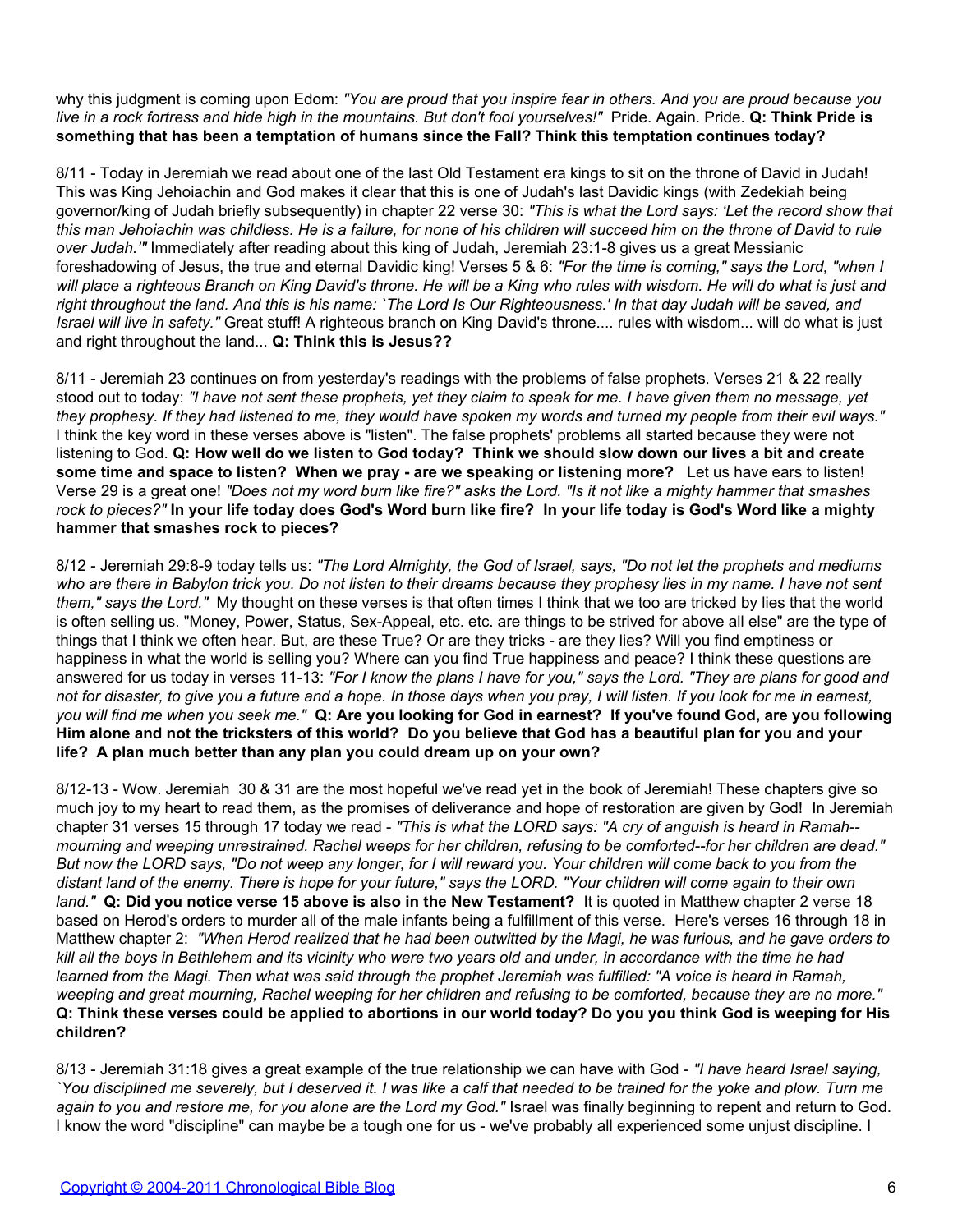why this judgment is coming upon Edom: *"You are proud that you inspire fear in others. And you are proud because you live in a rock fortress and hide high in the mountains. But don't fool yourselves!"* Pride. Again. Pride. **Q: Think Pride is something that has been a temptation of humans since the Fall? Think this temptation continues today?**

8/11 - Today in Jeremiah we read about one of the last Old Testament era kings to sit on the throne of David in Judah! This was King Jehoiachin and God makes it clear that this is one of Judah's last Davidic kings (with Zedekiah being governor/king of Judah briefly subsequently) in chapter 22 verse 30: *"This is what the Lord says: 'Let the record show that this man Jehoiachin was childless. He is a failure, for none of his children will succeed him on the throne of David to rule over Judah.'"* Immediately after reading about this king of Judah, Jeremiah 23:1-8 gives us a great Messianic foreshadowing of Jesus, the true and eternal Davidic king! Verses 5 & 6: *"For the time is coming," says the Lord, "when I will place a righteous Branch on King David's throne. He will be a King who rules with wisdom. He will do what is just and right throughout the land. And this is his name: `The Lord Is Our Righteousness.' In that day Judah will be saved, and Israel will live in safety."* Great stuff! A righteous branch on King David's throne.... rules with wisdom... will do what is just and right throughout the land... **Q: Think this is Jesus??**

8/11 - Jeremiah 23 continues on from yesterday's readings with the problems of false prophets. Verses 21 & 22 really stood out to today: *"I have not sent these prophets, yet they claim to speak for me. I have given them no message, yet they prophesy. If they had listened to me, they would have spoken my words and turned my people from their evil ways."* I think the key word in these verses above is "listen". The false prophets' problems all started because they were not listening to God. **Q: How well do we listen to God today? Think we should slow down our lives a bit and create some time and space to listen? When we pray - are we speaking or listening more?** Let us have ears to listen! Verse 29 is a great one! *"Does not my word burn like fire?" asks the Lord. "Is it not like a mighty hammer that smashes rock to pieces?"* **In your life today does God's Word burn like fire? In your life today is God's Word like a mighty hammer that smashes rock to pieces?**

8/12 - Jeremiah 29:8-9 today tells us: *"The Lord Almighty, the God of Israel, says, "Do not let the prophets and mediums who are there in Babylon trick you. Do not listen to their dreams because they prophesy lies in my name. I have not sent them," says the Lord."* My thought on these verses is that often times I think that we too are tricked by lies that the world is often selling us. "Money, Power, Status, Sex-Appeal, etc. etc. are things to be strived for above all else" are the type of things that I think we often hear. But, are these True? Or are they tricks - are they lies? Will you find emptiness or happiness in what the world is selling you? Where can you find True happiness and peace? I think these questions are answered for us today in verses 11-13: *"For I know the plans I have for you," says the Lord. "They are plans for good and not for disaster, to give you a future and a hope. In those days when you pray, I will listen. If you look for me in earnest, you will find me when you seek me."* **Q: Are you looking for God in earnest? If you've found God, are you following Him alone and not the tricksters of this world? Do you believe that God has a beautiful plan for you and your life? A plan much better than any plan you could dream up on your own?**

8/12-13 - Wow. Jeremiah 30 & 31 are the most hopeful we've read yet in the book of Jeremiah! These chapters give so much joy to my heart to read them, as the promises of deliverance and hope of restoration are given by God! In Jeremiah chapter 31 verses 15 through 17 today we read - *"This is what the LORD says: "A cry of anguish is heard in Ramah--mourning and weeping unrestrained. Rachel weeps for her children, refusing to be comforted--for her children are dead." But now the LORD says, "Do not weep any longer, for I will reward you. Your children will come back to you from the distant land of the enemy. There is hope for your future," says the LORD. "Your children will come again to their own land."* **Q: Did you notice verse 15 above is also in the New Testament?** It is quoted in Matthew chapter 2 verse 18 based on Herod's orders to murder all of the male infants being a fulfillment of this verse. Here's verses 16 through 18 in Matthew chapter 2: *"When Herod realized that he had been outwitted by the Magi, he was furious, and he gave orders to kill all the boys in Bethlehem and its vicinity who were two years old and under, in accordance with the time he had learned from the Magi. Then what was said through the prophet Jeremiah was fulfilled: "A voice is heard in Ramah, weeping and great mourning, Rachel weeping for her children and refusing to be comforted, because they are no more."* **Q: Think these verses could be applied to abortions in our world today? Do you you think God is weeping for His children?**

8/13 - Jeremiah 31:18 gives a great example of the true relationship we can have with God - *"I have heard Israel saying, `You disciplined me severely, but I deserved it. I was like a calf that needed to be trained for the yoke and plow. Turn me again to you and restore me, for you alone are the Lord my God."* Israel was finally beginning to repent and return to God. I know the word "discipline" can maybe be a tough one for us - we've probably all experienced some unjust discipline. I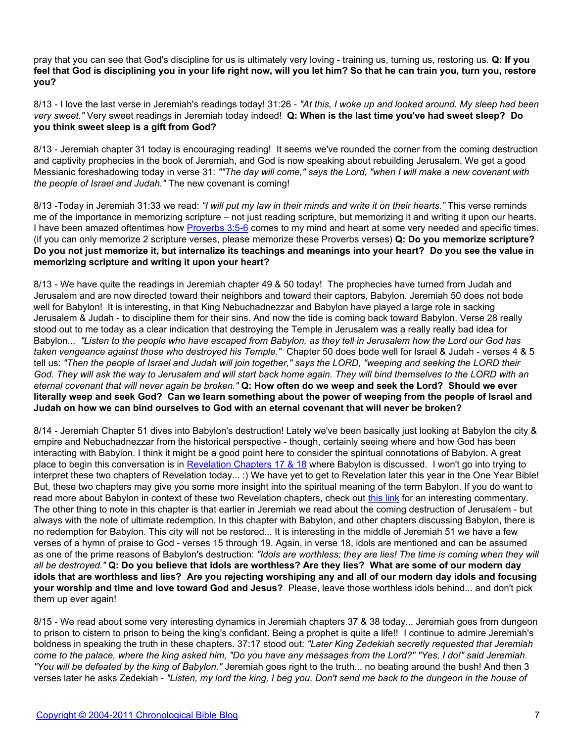pray that you can see that God's discipline for us is ultimately very loving - training us, turning us, restoring us. **Q: If you feel that God is disciplining you in your life right now, will you let him? So that he can train you, turn you, restore you?**

8/13 - I love the last verse in Jeremiah's readings today! 31:26 - *"At this, I woke up and looked around. My sleep had been very sweet."* Very sweet readings in Jeremiah today indeed! **Q: When is the last time you've had sweet sleep? Do you think sweet sleep is a gift from God?**

8/13 - Jeremiah chapter 31 today is encouraging reading! It seems we've rounded the corner from the coming destruction and captivity prophecies in the book of Jeremiah, and God is now speaking about rebuilding Jerusalem. We get a good Messianic foreshadowing today in verse 31: *""The day will come," says the Lord, "when I will make a new covenant with the people of Israel and Judah."* The new covenant is coming!

8/13 -Today in Jeremiah 31:33 we read: *"I will put my law in their minds and write it on their hearts."* This verse reminds me of the importance in memorizing scripture – not just reading scripture, but memorizing it and writing it upon our hearts. I have been amazed oftentimes how [Proverbs 3:5-6]() comes to my mind and heart at some very needed and specific times. (if you can only memorize 2 scripture verses, please memorize these Proverbs verses) **Q: Do you memorize scripture? Do you not just memorize it, but internalize its teachings and meanings into your heart? Do you see the value in memorizing scripture and writing it upon your heart?**

8/13 - We have quite the readings in Jeremiah chapter 49 & 50 today! The prophecies have turned from Judah and Jerusalem and are now directed toward their neighbors and toward their captors, Babylon. Jeremiah 50 does not bode well for Babylon! It is interesting, in that King Nebuchadnezzar and Babylon have played a large role in sacking Jerusalem & Judah - to discipline them for their sins. And now the tide is coming back toward Babylon. Verse 28 really stood out to me today as a clear indication that destroying the Temple in Jerusalem was a really really bad idea for Babylon... *"Listen to the people who have escaped from Babylon, as they tell in Jerusalem how the Lord our God has taken vengeance against those who destroyed his Temple."* Chapter 50 does bode well for Israel & Judah - verses 4 & 5 tell us: *"Then the people of Israel and Judah will join together," says the LORD, "weeping and seeking the LORD their God. They will ask the way to Jerusalem and will start back home again. They will bind themselves to the LORD with an eternal covenant that will never again be broken."* **Q: How often do we weep and seek the Lord? Should we ever literally weep and seek God? Can we learn something about the power of weeping from the people of Israel and Judah on how we can bind ourselves to God with an eternal covenant that will never be broken?**

8/14 - Jeremiah Chapter 51 dives into Babylon's destruction! Lately we've been basically just looking at Babylon the city & empire and Nebuchadnezzar from the historical perspective - though, certainly seeing where and how God has been interacting with Babylon. I think it might be a good point here to consider the spiritual connotations of Babylon. A great place to begin this conversation is in [Revelation Chapters 17 & 18]() where Babylon is discussed. I won't go into trying to interpret these two chapters of Revelation today... :) We have yet to get to Revelation later this year in the One Year Bible! But, these two chapters may give you some more insight into the spiritual meaning of the term Babylon. If you do want to read more about Babylon in context of these two Revelation chapters, check out [this link]() for an interesting commentary. The other thing to note in this chapter is that earlier in Jeremiah we read about the coming destruction of Jerusalem - but always with the note of ultimate redemption. In this chapter with Babylon, and other chapters discussing Babylon, there is no redemption for Babylon. This city will not be restored... It is interesting in the middle of Jeremiah 51 we have a few verses of a hymn of praise to God - verses 15 through 19. Again, in verse 18, idols are mentioned and can be assumed as one of the prime reasons of Babylon's destruction: *"Idols are worthless; they are lies! The time is coming when they will all be destroyed."* **Q: Do you believe that idols are worthless? Are they lies? What are some of our modern day idols that are worthless and lies? Are you rejecting worshiping any and all of our modern day idols and focusing your worship and time and love toward God and Jesus?** Please, leave those worthless idols behind... and don't pick them up ever again!

8/15 - We read about some very interesting dynamics in Jeremiah chapters 37 & 38 today... Jeremiah goes from dungeon to prison to cistern to prison to being the king's confidant. Being a prophet is quite a life!! I continue to admire Jeremiah's boldness in speaking the truth in these chapters. 37:17 stood out: *"Later King Zedekiah secretly requested that Jeremiah come to the palace, where the king asked him, "Do you have any messages from the Lord?" "Yes, I do!" said Jeremiah. "You will be defeated by the king of Babylon."* Jeremiah goes right to the truth... no beating around the bush! And then 3 verses later he asks Zedekiah - *"Listen, my lord the king, I beg you. Don't send me back to the dungeon in the house of*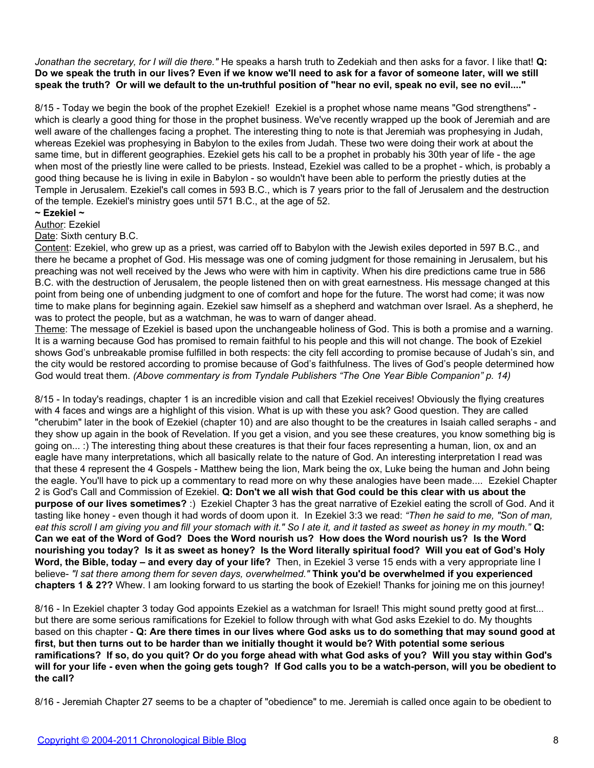*Jonathan the secretary, for I will die there."* He speaks a harsh truth to Zedekiah and then asks for a favor. I like that! **Q: Do we speak the truth in our lives? Even if we know we'll need to ask for a favor of someone later, will we still speak the truth? Or will we default to the un-truthful position of "hear no evil, speak no evil, see no evil...."**

8/15 - Today we begin the book of the prophet Ezekiel! Ezekiel is a prophet whose name means "God strengthens" - which is clearly a good thing for those in the prophet business. We've recently wrapped up the book of Jeremiah and are well aware of the challenges facing a prophet. The interesting thing to note is that Jeremiah was prophesying in Judah, whereas Ezekiel was prophesying in Babylon to the exiles from Judah. These two were doing their work at about the same time, but in different geographies. Ezekiel gets his call to be a prophet in probably his 30th year of life - the age when most of the priestly line were called to be priests. Instead, Ezekiel was called to be a prophet - which, is probably a good thing because he is living in exile in Babylon - so wouldn't have been able to perform the priestly duties at the Temple in Jerusalem. Ezekiel's call comes in 593 B.C., which is 7 years prior to the fall of Jerusalem and the destruction of the temple. Ezekiel's ministry goes until 571 B.C., at the age of 52.

**~ Ezekiel ~**

Author: Ezekiel

Date: Sixth century B.C.

Content: Ezekiel, who grew up as a priest, was carried off to Babylon with the Jewish exiles deported in 597 B.C., and there he became a prophet of God. His message was one of coming judgment for those remaining in Jerusalem, but his preaching was not well received by the Jews who were with him in captivity. When his dire predictions came true in 586 B.C. with the destruction of Jerusalem, the people listened then on with great earnestness. His message changed at this point from being one of unbending judgment to one of comfort and hope for the future. The worst had come; it was now time to make plans for beginning again. Ezekiel saw himself as a shepherd and watchman over Israel. As a shepherd, he was to protect the people, but as a watchman, he was to warn of danger ahead.

Theme: The message of Ezekiel is based upon the unchangeable holiness of God. This is both a promise and a warning. It is a warning because God has promised to remain faithful to his people and this will not change. The book of Ezekiel shows God's unbreakable promise fulfilled in both respects: the city fell according to promise because of Judah's sin, and the city would be restored according to promise because of God's faithfulness. The lives of God's people determined how God would treat them. *(Above commentary is from Tyndale Publishers "The One Year Bible Companion" p. 14)*

8/15 - In today's readings, chapter 1 is an incredible vision and call that Ezekiel receives! Obviously the flying creatures with 4 faces and wings are a highlight of this vision. What is up with these you ask? Good question. They are called "cherubim" later in the book of Ezekiel (chapter 10) and are also thought to be the creatures in Isaiah called seraphs - and they show up again in the book of Revelation. If you get a vision, and you see these creatures, you know something big is going on... :) The interesting thing about these creatures is that their four faces representing a human, lion, ox and an eagle have many interpretations, which all basically relate to the nature of God. An interesting interpretation I read was that these 4 represent the 4 Gospels - Matthew being the lion, Mark being the ox, Luke being the human and John being the eagle. You'll have to pick up a commentary to read more on why these analogies have been made.... Ezekiel Chapter 2 is God's Call and Commission of Ezekiel. **Q: Don't we all wish that God could be this clear with us about the purpose of our lives sometimes?** :) Ezekiel Chapter 3 has the great narrative of Ezekiel eating the scroll of God. And it tasting like honey - even though it had words of doom upon it. In Ezekiel 3:3 we read: *"Then he said to me, "Son of man, eat this scroll I am giving you and fill your stomach with it." So I ate it, and it tasted as sweet as honey in my mouth."* **Q: Can we eat of the Word of God? Does the Word nourish us? How does the Word nourish us? Is the Word nourishing you today? Is it as sweet as honey? Is the Word literally spiritual food? Will you eat of God's Holy Word, the Bible, today – and every day of your life?** Then, in Ezekiel 3 verse 15 ends with a very appropriate line I believe- *"I sat there among them for seven days, overwhelmed."* **Think you'd be overwhelmed if you experienced chapters 1 & 2??** Whew. I am looking forward to us starting the book of Ezekiel! Thanks for joining me on this journey!

8/16 - In Ezekiel chapter 3 today God appoints Ezekiel as a watchman for Israel! This might sound pretty good at first... but there are some serious ramifications for Ezekiel to follow through with what God asks Ezekiel to do. My thoughts based on this chapter - **Q: Are there times in our lives where God asks us to do something that may sound good at first, but then turns out to be harder than we initially thought it would be? With potential some serious ramifications? If so, do you quit? Or do you forge ahead with what God asks of you? Will you stay within God's will for your life - even when the going gets tough? If God calls you to be a watch-person, will you be obedient to the call?**

8/16 - Jeremiah Chapter 27 seems to be a chapter of "obedience" to me. Jeremiah is called once again to be obedient to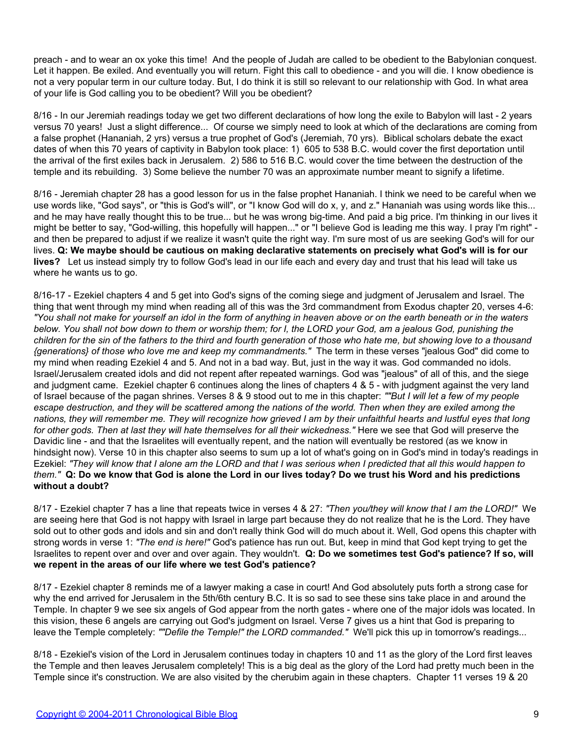preach - and to wear an ox yoke this time! And the people of Judah are called to be obedient to the Babylonian conquest. Let it happen. Be exiled. And eventually you will return. Fight this call to obedience - and you will die. I know obedience is not a very popular term in our culture today. But, I do think it is still so relevant to our relationship with God. In what area of your life is God calling you to be obedient? Will you be obedient?

8/16 - In our Jeremiah readings today we get two different declarations of how long the exile to Babylon will last - 2 years versus 70 years! Just a slight difference... Of course we simply need to look at which of the declarations are coming from a false prophet (Hananiah, 2 yrs) versus a true prophet of God's (Jeremiah, 70 yrs). Biblical scholars debate the exact dates of when this 70 years of captivity in Babylon took place: 1) 605 to 538 B.C. would cover the first deportation until the arrival of the first exiles back in Jerusalem. 2) 586 to 516 B.C. would cover the time between the destruction of the temple and its rebuilding. 3) Some believe the number 70 was an approximate number meant to signify a lifetime.

8/16 - Jeremiah chapter 28 has a good lesson for us in the false prophet Hananiah. I think we need to be careful when we use words like, "God says", or "this is God's will", or "I know God will do x, y, and z." Hananiah was using words like this... and he may have really thought this to be true... but he was wrong big-time. And paid a big price. I'm thinking in our lives it might be better to say, "God-willing, this hopefully will happen..." or "I believe God is leading me this way. I pray I'm right" - and then be prepared to adjust if we realize it wasn't quite the right way. I'm sure most of us are seeking God's will for our lives. **Q: We maybe should be cautious on making declarative statements on precisely what God's will is for our lives?** Let us instead simply try to follow God's lead in our life each and every day and trust that his lead will take us where he wants us to go.

8/16-17 - Ezekiel chapters 4 and 5 get into God's signs of the coming siege and judgment of Jerusalem and Israel. The thing that went through my mind when reading all of this was the 3rd commandment from Exodus chapter 20, verses 4-6: *"You shall not make for yourself an idol in the form of anything in heaven above or on the earth beneath or in the waters below. You shall not bow down to them or worship them; for I, the LORD your God, am a jealous God, punishing the children for the sin of the fathers to the third and fourth generation of those who hate me, but showing love to a thousand {generations} of those who love me and keep my commandments."* The term in these verses "jealous God" did come to my mind when reading Ezekiel 4 and 5. And not in a bad way. But, just in the way it was. God commanded no idols. Israel/Jerusalem created idols and did not repent after repeated warnings. God was "jealous" of all of this, and the siege and judgment came. Ezekiel chapter 6 continues along the lines of chapters 4 & 5 - with judgment against the very land of Israel because of the pagan shrines. Verses 8 & 9 stood out to me in this chapter: *""But I will let a few of my people escape destruction, and they will be scattered among the nations of the world. Then when they are exiled among the nations, they will remember me. They will recognize how grieved I am by their unfaithful hearts and lustful eyes that long for other gods. Then at last they will hate themselves for all their wickedness."* Here we see that God will preserve the Davidic line - and that the Israelites will eventually repent, and the nation will eventually be restored (as we know in hindsight now). Verse 10 in this chapter also seems to sum up a lot of what's going on in God's mind in today's readings in Ezekiel: *"They will know that I alone am the LORD and that I was serious when I predicted that all this would happen to them."* **Q: Do we know that God is alone the Lord in our lives today? Do we trust his Word and his predictions without a doubt?**

8/17 - Ezekiel chapter 7 has a line that repeats twice in verses 4 & 27: *"Then you/they will know that I am the LORD!"* We are seeing here that God is not happy with Israel in large part because they do not realize that he is the Lord. They have sold out to other gods and idols and sin and don't really think God will do much about it. Well, God opens this chapter with strong words in verse 1: *"The end is here!"* God's patience has run out. But, keep in mind that God kept trying to get the Israelites to repent over and over and over again. They wouldn't. **Q: Do we sometimes test God's patience? If so, will we repent in the areas of our life where we test God's patience?**

8/17 - Ezekiel chapter 8 reminds me of a lawyer making a case in court! And God absolutely puts forth a strong case for why the end arrived for Jerusalem in the 5th/6th century B.C. It is so sad to see these sins take place in and around the Temple. In chapter 9 we see six angels of God appear from the north gates - where one of the major idols was located. In this vision, these 6 angels are carrying out God's judgment on Israel. Verse 7 gives us a hint that God is preparing to leave the Temple completely: *""Defile the Temple!" the LORD commanded."* We'll pick this up in tomorrow's readings...

8/18 - Ezekiel's vision of the Lord in Jerusalem continues today in chapters 10 and 11 as the glory of the Lord first leaves the Temple and then leaves Jerusalem completely! This is a big deal as the glory of the Lord had pretty much been in the Temple since it's construction. We are also visited by the cherubim again in these chapters. Chapter 11 verses 19 & 20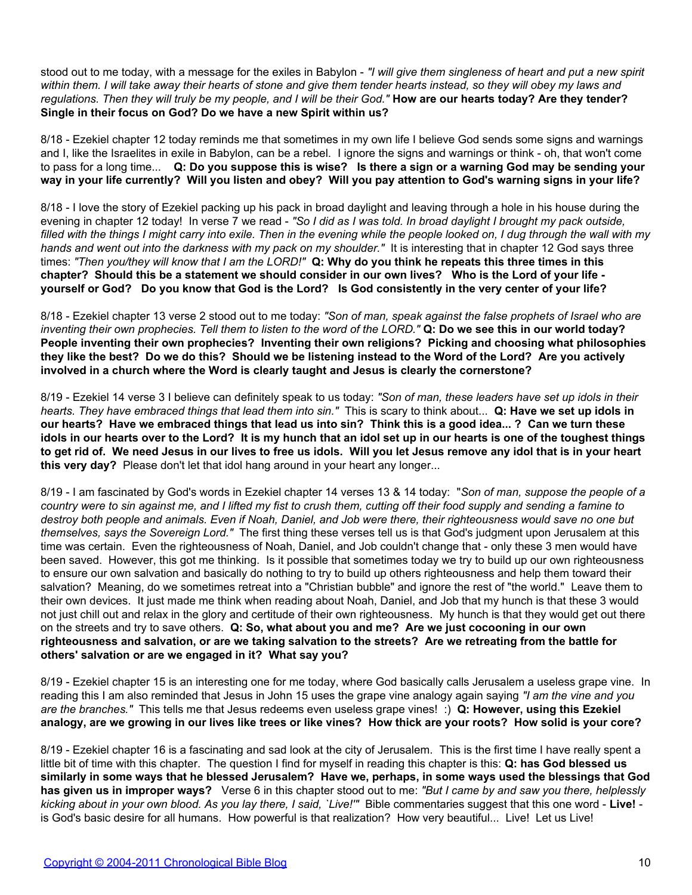stood out to me today, with a message for the exiles in Babylon - *"I will give them singleness of heart and put a new spirit within them. I will take away their hearts of stone and give them tender hearts instead, so they will obey my laws and regulations. Then they will truly be my people, and I will be their God."* **How are our hearts today? Are they tender? Single in their focus on God? Do we have a new Spirit within us?**

8/18 - Ezekiel chapter 12 today reminds me that sometimes in my own life I believe God sends some signs and warnings and I, like the Israelites in exile in Babylon, can be a rebel. I ignore the signs and warnings or think - oh, that won't come to pass for a long time... **Q: Do you suppose this is wise? Is there a sign or a warning God may be sending your way in your life currently? Will you listen and obey? Will you pay attention to God's warning signs in your life?**

8/18 - I love the story of Ezekiel packing up his pack in broad daylight and leaving through a hole in his house during the evening in chapter 12 today! In verse 7 we read - *"So I did as I was told. In broad daylight I brought my pack outside, filled with the things I might carry into exile. Then in the evening while the people looked on, I dug through the wall with my hands and went out into the darkness with my pack on my shoulder."* It is interesting that in chapter 12 God says three times: *"Then you/they will know that I am the LORD!"* **Q: Why do you think he repeats this three times in this chapter? Should this be a statement we should consider in our own lives? Who is the Lord of your life - yourself or God? Do you know that God is the Lord? Is God consistently in the very center of your life?**

8/18 - Ezekiel chapter 13 verse 2 stood out to me today: *"Son of man, speak against the false prophets of Israel who are inventing their own prophecies. Tell them to listen to the word of the LORD."* **Q: Do we see this in our world today? People inventing their own prophecies? Inventing their own religions? Picking and choosing what philosophies they like the best? Do we do this? Should we be listening instead to the Word of the Lord? Are you actively involved in a church where the Word is clearly taught and Jesus is clearly the cornerstone?**

8/19 - Ezekiel 14 verse 3 I believe can definitely speak to us today: *"Son of man, these leaders have set up idols in their hearts. They have embraced things that lead them into sin."* This is scary to think about... **Q: Have we set up idols in our hearts? Have we embraced things that lead us into sin? Think this is a good idea... ? Can we turn these idols in our hearts over to the Lord? It is my hunch that an idol set up in our hearts is one of the toughest things to get rid of. We need Jesus in our lives to free us idols. Will you let Jesus remove any idol that is in your heart this very day?** Please don't let that idol hang around in your heart any longer...

8/19 - I am fascinated by God's words in Ezekiel chapter 14 verses 13 & 14 today: "*Son of man, suppose the people of a country were to sin against me, and I lifted my fist to crush them, cutting off their food supply and sending a famine to destroy both people and animals. Even if Noah, Daniel, and Job were there, their righteousness would save no one but themselves, says the Sovereign Lord."* The first thing these verses tell us is that God's judgment upon Jerusalem at this time was certain. Even the righteousness of Noah, Daniel, and Job couldn't change that - only these 3 men would have been saved. However, this got me thinking. Is it possible that sometimes today we try to build up our own righteousness to ensure our own salvation and basically do nothing to try to build up others righteousness and help them toward their salvation? Meaning, do we sometimes retreat into a "Christian bubble" and ignore the rest of "the world." Leave them to their own devices. It just made me think when reading about Noah, Daniel, and Job that my hunch is that these 3 would not just chill out and relax in the glory and certitude of their own righteousness. My hunch is that they would get out there on the streets and try to save others. **Q: So, what about you and me? Are we just cocooning in our own righteousness and salvation, or are we taking salvation to the streets? Are we retreating from the battle for others' salvation or are we engaged in it? What say you?**

8/19 - Ezekiel chapter 15 is an interesting one for me today, where God basically calls Jerusalem a useless grape vine. In reading this I am also reminded that Jesus in John 15 uses the grape vine analogy again saying *"I am the vine and you are the branches."* This tells me that Jesus redeems even useless grape vines! :) **Q: However, using this Ezekiel analogy, are we growing in our lives like trees or like vines? How thick are your roots? How solid is your core?**

8/19 - Ezekiel chapter 16 is a fascinating and sad look at the city of Jerusalem. This is the first time I have really spent a little bit of time with this chapter. The question I find for myself in reading this chapter is this: **Q: has God blessed us similarly in some ways that he blessed Jerusalem? Have we, perhaps, in some ways used the blessings that God has given us in improper ways?** Verse 6 in this chapter stood out to me: *"But I came by and saw you there, helplessly kicking about in your own blood. As you lay there, I said, `Live!'"* Bible commentaries suggest that this one word - **Live!** - is God's basic desire for all humans. How powerful is that realization? How very beautiful... Live! Let us Live!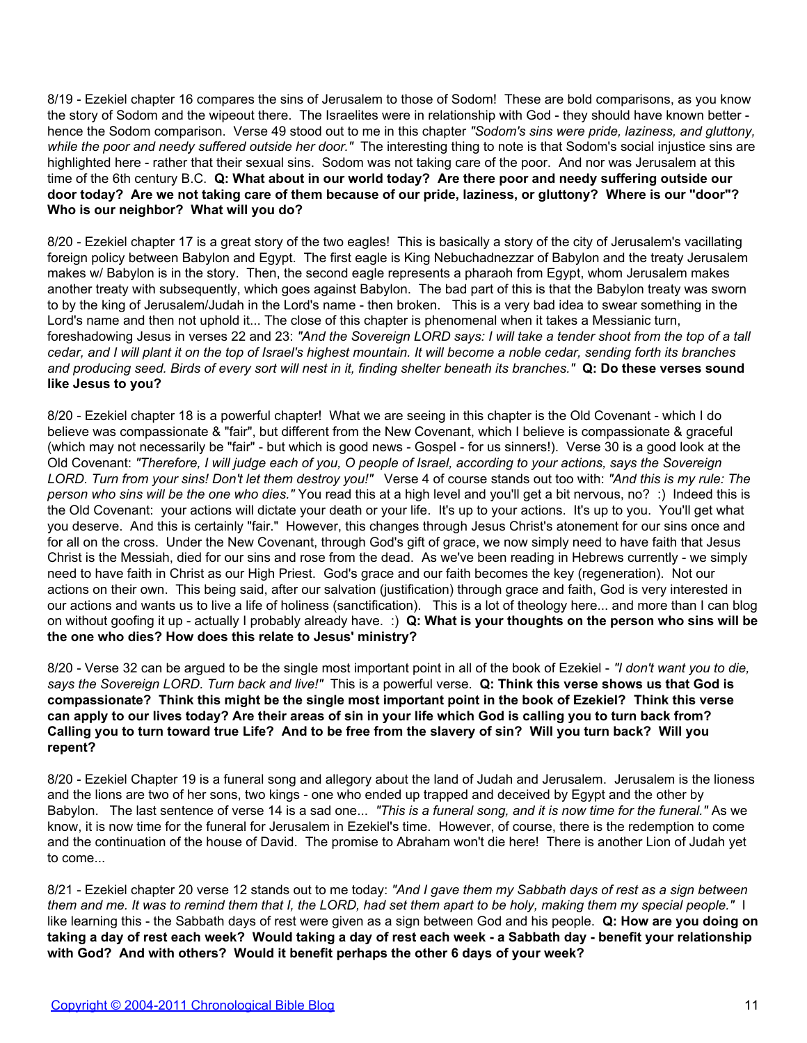8/19 - Ezekiel chapter 16 compares the sins of Jerusalem to those of Sodom! These are bold comparisons, as you know the story of Sodom and the wipeout there. The Israelites were in relationship with God - they should have known better - hence the Sodom comparison. Verse 49 stood out to me in this chapter *"Sodom's sins were pride, laziness, and gluttony, while the poor and needy suffered outside her door."* The interesting thing to note is that Sodom's social injustice sins are highlighted here - rather that their sexual sins. Sodom was not taking care of the poor. And nor was Jerusalem at this time of the 6th century B.C. **Q: What about in our world today? Are there poor and needy suffering outside our door today? Are we not taking care of them because of our pride, laziness, or gluttony? Where is our "door"? Who is our neighbor? What will you do?**

8/20 - Ezekiel chapter 17 is a great story of the two eagles! This is basically a story of the city of Jerusalem's vacillating foreign policy between Babylon and Egypt. The first eagle is King Nebuchadnezzar of Babylon and the treaty Jerusalem makes w/ Babylon is in the story. Then, the second eagle represents a pharaoh from Egypt, whom Jerusalem makes another treaty with subsequently, which goes against Babylon. The bad part of this is that the Babylon treaty was sworn to by the king of Jerusalem/Judah in the Lord's name - then broken. This is a very bad idea to swear something in the Lord's name and then not uphold it... The close of this chapter is phenomenal when it takes a Messianic turn, foreshadowing Jesus in verses 22 and 23: *"And the Sovereign LORD says: I will take a tender shoot from the top of a tall cedar, and I will plant it on the top of Israel's highest mountain. It will become a noble cedar, sending forth its branches and producing seed. Birds of every sort will nest in it, finding shelter beneath its branches."* **Q: Do these verses sound like Jesus to you?**

8/20 - Ezekiel chapter 18 is a powerful chapter! What we are seeing in this chapter is the Old Covenant - which I do believe was compassionate & "fair", but different from the New Covenant, which I believe is compassionate & graceful (which may not necessarily be "fair" - but which is good news - Gospel - for us sinners!). Verse 30 is a good look at the Old Covenant: *"Therefore, I will judge each of you, O people of Israel, according to your actions, says the Sovereign LORD. Turn from your sins! Don't let them destroy you!"* Verse 4 of course stands out too with: *"And this is my rule: The person who sins will be the one who dies."* You read this at a high level and you'll get a bit nervous, no? :) Indeed this is the Old Covenant: your actions will dictate your death or your life. It's up to your actions. It's up to you. You'll get what you deserve. And this is certainly "fair." However, this changes through Jesus Christ's atonement for our sins once and for all on the cross. Under the New Covenant, through God's gift of grace, we now simply need to have faith that Jesus Christ is the Messiah, died for our sins and rose from the dead. As we've been reading in Hebrews currently - we simply need to have faith in Christ as our High Priest. God's grace and our faith becomes the key (regeneration). Not our actions on their own. This being said, after our salvation (justification) through grace and faith, God is very interested in our actions and wants us to live a life of holiness (sanctification). This is a lot of theology here... and more than I can blog on without goofing it up - actually I probably already have. :) **Q: What is your thoughts on the person who sins will be the one who dies? How does this relate to Jesus' ministry?**

8/20 - Verse 32 can be argued to be the single most important point in all of the book of Ezekiel - *"I don't want you to die, says the Sovereign LORD. Turn back and live!"* This is a powerful verse. **Q: Think this verse shows us that God is compassionate? Think this might be the single most important point in the book of Ezekiel? Think this verse can apply to our lives today? Are their areas of sin in your life which God is calling you to turn back from? Calling you to turn toward true Life? And to be free from the slavery of sin? Will you turn back? Will you repent?**

8/20 - Ezekiel Chapter 19 is a funeral song and allegory about the land of Judah and Jerusalem. Jerusalem is the lioness and the lions are two of her sons, two kings - one who ended up trapped and deceived by Egypt and the other by Babylon. The last sentence of verse 14 is a sad one... *"This is a funeral song, and it is now time for the funeral."* As we know, it is now time for the funeral for Jerusalem in Ezekiel's time. However, of course, there is the redemption to come and the continuation of the house of David. The promise to Abraham won't die here! There is another Lion of Judah yet to come...

8/21 - Ezekiel chapter 20 verse 12 stands out to me today: *"And I gave them my Sabbath days of rest as a sign between them and me. It was to remind them that I, the LORD, had set them apart to be holy, making them my special people."* I like learning this - the Sabbath days of rest were given as a sign between God and his people. **Q: How are you doing on taking a day of rest each week? Would taking a day of rest each week - a Sabbath day - benefit your relationship with God? And with others? Would it benefit perhaps the other 6 days of your week?**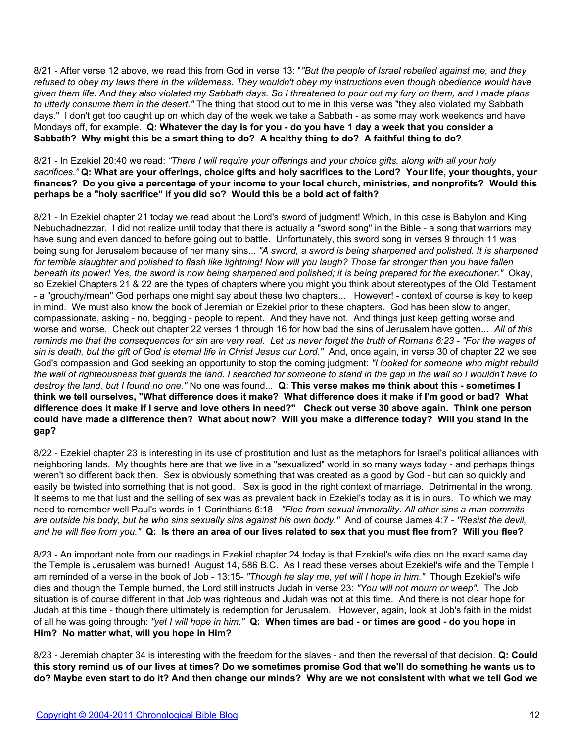8/21 - After verse 12 above, we read this from God in verse 13: "*"But the people of Israel rebelled against me, and they refused to obey my laws there in the wilderness. They wouldn't obey my instructions even though obedience would have given them life. And they also violated my Sabbath days. So I threatened to pour out my fury on them, and I made plans to utterly consume them in the desert."* The thing that stood out to me in this verse was "they also violated my Sabbath days." I don't get too caught up on which day of the week we take a Sabbath - as some may work weekends and have Mondays off, for example. **Q: Whatever the day is for you - do you have 1 day a week that you consider a Sabbath? Why might this be a smart thing to do? A healthy thing to do? A faithful thing to do?**

8/21 - In Ezekiel 20:40 we read: *"There I will require your offerings and your choice gifts, along with all your holy sacrifices."* **Q: What are your offerings, choice gifts and holy sacrifices to the Lord? Your life, your thoughts, your finances? Do you give a percentage of your income to your local church, ministries, and nonprofits? Would this perhaps be a "holy sacrifice" if you did so? Would this be a bold act of faith?**

8/21 - In Ezekiel chapter 21 today we read about the Lord's sword of judgment! Which, in this case is Babylon and King Nebuchadnezzar. I did not realize until today that there is actually a "sword song" in the Bible - a song that warriors may have sung and even danced to before going out to battle. Unfortunately, this sword song in verses 9 through 11 was being sung for Jerusalem because of her many sins... *"A sword, a sword is being sharpened and polished. It is sharpened for terrible slaughter and polished to flash like lightning! Now will you laugh? Those far stronger than you have fallen beneath its power! Yes, the sword is now being sharpened and polished; it is being prepared for the executioner."* Okay, so Ezekiel Chapters 21 & 22 are the types of chapters where you might you think about stereotypes of the Old Testament - a "grouchy/mean" God perhaps one might say about these two chapters... However! - context of course is key to keep in mind. We must also know the book of Jeremiah or Ezekiel prior to these chapters. God has been slow to anger, compassionate, asking - no, begging - people to repent. And they have not. And things just keep getting worse and worse and worse. Check out chapter 22 verses 1 through 16 for how bad the sins of Jerusalem have gotten... *All of this reminds me that the consequences for sin are very real. Let us never forget the truth of Romans 6:23 - "For the wages of sin is death, but the gift of God is eternal life in Christ Jesus our Lord."* And, once again, in verse 30 of chapter 22 we see God's compassion and God seeking an opportunity to stop the coming judgment: *"I looked for someone who might rebuild the wall of righteousness that guards the land. I searched for someone to stand in the gap in the wall so I wouldn't have to destroy the land, but I found no one."* No one was found... **Q: This verse makes me think about this - sometimes I think we tell ourselves, "What difference does it make? What difference does it make if I'm good or bad? What difference does it make if I serve and love others in need?" Check out verse 30 above again. Think one person could have made a difference then? What about now? Will you make a difference today? Will you stand in the gap?**

8/22 - Ezekiel chapter 23 is interesting in its use of prostitution and lust as the metaphors for Israel's political alliances with neighboring lands. My thoughts here are that we live in a "sexualized" world in so many ways today - and perhaps things weren't so different back then. Sex is obviously something that was created as a good by God - but can so quickly and easily be twisted into something that is not good. Sex is good in the right context of marriage. Detrimental in the wrong. It seems to me that lust and the selling of sex was as prevalent back in Ezekiel's today as it is in ours. To which we may need to remember well Paul's words in 1 Corinthians 6:18 - *"Flee from sexual immorality. All other sins a man commits are outside his body, but he who sins sexually sins against his own body."* And of course James 4:7 - *"Resist the devil, and he will flee from you."* **Q: Is there an area of our lives related to sex that you must flee from? Will you flee?**

8/23 - An important note from our readings in Ezekiel chapter 24 today is that Ezekiel's wife dies on the exact same day the Temple is Jerusalem was burned! August 14, 586 B.C. As I read these verses about Ezekiel's wife and the Temple I am reminded of a verse in the book of Job - 13:15- *"Though he slay me, yet will I hope in him."* Though Ezekiel's wife dies and though the Temple burned, the Lord still instructs Judah in verse 23: *"You will not mourn or weep".* The Job situation is of course different in that Job was righteous and Judah was not at this time. And there is not clear hope for Judah at this time - though there ultimately is redemption for Jerusalem. However, again, look at Job's faith in the midst of all he was going through: *"yet I will hope in him."* **Q: When times are bad - or times are good - do you hope in Him? No matter what, will you hope in Him?**

8/23 - Jeremiah chapter 34 is interesting with the freedom for the slaves - and then the reversal of that decision. **Q: Could this story remind us of our lives at times? Do we sometimes promise God that we'll do something he wants us to do? Maybe even start to do it? And then change our minds? Why are we not consistent with what we tell God we**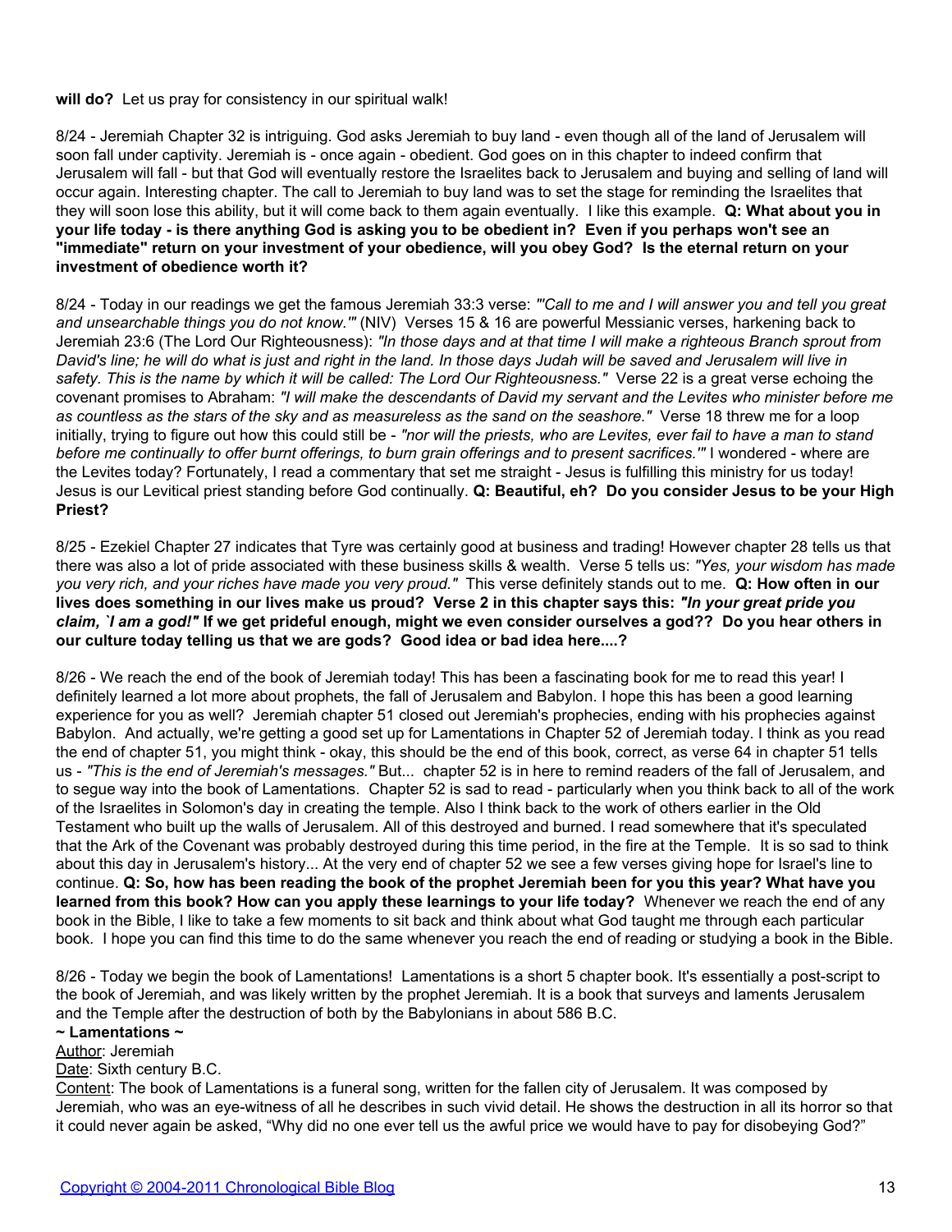**will do?** Let us pray for consistency in our spiritual walk!

8/24 - Jeremiah Chapter 32 is intriguing. God asks Jeremiah to buy land - even though all of the land of Jerusalem will soon fall under captivity. Jeremiah is - once again - obedient. God goes on in this chapter to indeed confirm that Jerusalem will fall - but that God will eventually restore the Israelites back to Jerusalem and buying and selling of land will occur again. Interesting chapter. The call to Jeremiah to buy land was to set the stage for reminding the Israelites that they will soon lose this ability, but it will come back to them again eventually. I like this example. **Q: What about you in your life today - is there anything God is asking you to be obedient in? Even if you perhaps won't see an "immediate" return on your investment of your obedience, will you obey God? Is the eternal return on your investment of obedience worth it?**

8/24 - Today in our readings we get the famous Jeremiah 33:3 verse: *"'Call to me and I will answer you and tell you great and unsearchable things you do not know.'"* (NIV) Verses 15 & 16 are powerful Messianic verses, harkening back to Jeremiah 23:6 (The Lord Our Righteousness): *"In those days and at that time I will make a righteous Branch sprout from David's line; he will do what is just and right in the land. In those days Judah will be saved and Jerusalem will live in safety. This is the name by which it will be called: The Lord Our Righteousness."* Verse 22 is a great verse echoing the covenant promises to Abraham: *"I will make the descendants of David my servant and the Levites who minister before me as countless as the stars of the sky and as measureless as the sand on the seashore."* Verse 18 threw me for a loop initially, trying to figure out how this could still be - *"nor will the priests, who are Levites, ever fail to have a man to stand before me continually to offer burnt offerings, to burn grain offerings and to present sacrifices.'"* I wondered - where are the Levites today? Fortunately, I read a commentary that set me straight - Jesus is fulfilling this ministry for us today! Jesus is our Levitical priest standing before God continually. **Q: Beautiful, eh? Do you consider Jesus to be your High Priest?**

8/25 - Ezekiel Chapter 27 indicates that Tyre was certainly good at business and trading! However chapter 28 tells us that there was also a lot of pride associated with these business skills & wealth. Verse 5 tells us: *"Yes, your wisdom has made you very rich, and your riches have made you very proud."* This verse definitely stands out to me. **Q: How often in our lives does something in our lives make us proud? Verse 2 in this chapter says this: *"In your great pride you claim, `I am a god!"* If we get prideful enough, might we even consider ourselves a god?? Do you hear others in our culture today telling us that we are gods? Good idea or bad idea here....?**

8/26 - We reach the end of the book of Jeremiah today! This has been a fascinating book for me to read this year! I definitely learned a lot more about prophets, the fall of Jerusalem and Babylon. I hope this has been a good learning experience for you as well? Jeremiah chapter 51 closed out Jeremiah's prophecies, ending with his prophecies against Babylon. And actually, we're getting a good set up for Lamentations in Chapter 52 of Jeremiah today. I think as you read the end of chapter 51, you might think - okay, this should be the end of this book, correct, as verse 64 in chapter 51 tells us - *"This is the end of Jeremiah's messages."* But... chapter 52 is in here to remind readers of the fall of Jerusalem, and to segue way into the book of Lamentations. Chapter 52 is sad to read - particularly when you think back to all of the work of the Israelites in Solomon's day in creating the temple. Also I think back to the work of others earlier in the Old Testament who built up the walls of Jerusalem. All of this destroyed and burned. I read somewhere that it's speculated that the Ark of the Covenant was probably destroyed during this time period, in the fire at the Temple. It is so sad to think about this day in Jerusalem's history... At the very end of chapter 52 we see a few verses giving hope for Israel's line to continue. **Q: So, how has been reading the book of the prophet Jeremiah been for you this year? What have you learned from this book? How can you apply these learnings to your life today?** Whenever we reach the end of any book in the Bible, I like to take a few moments to sit back and think about what God taught me through each particular book. I hope you can find this time to do the same whenever you reach the end of reading or studying a book in the Bible.

8/26 - Today we begin the book of Lamentations! Lamentations is a short 5 chapter book. It's essentially a post-script to the book of Jeremiah, and was likely written by the prophet Jeremiah. It is a book that surveys and laments Jerusalem and the Temple after the destruction of both by the Babylonians in about 586 B.C.

**~ Lamentations ~**

Author: Jeremiah

Date: Sixth century B.C.

Content: The book of Lamentations is a funeral song, written for the fallen city of Jerusalem. It was composed by Jeremiah, who was an eye-witness of all he describes in such vivid detail. He shows the destruction in all its horror so that it could never again be asked, "Why did no one ever tell us the awful price we would have to pay for disobeying God?"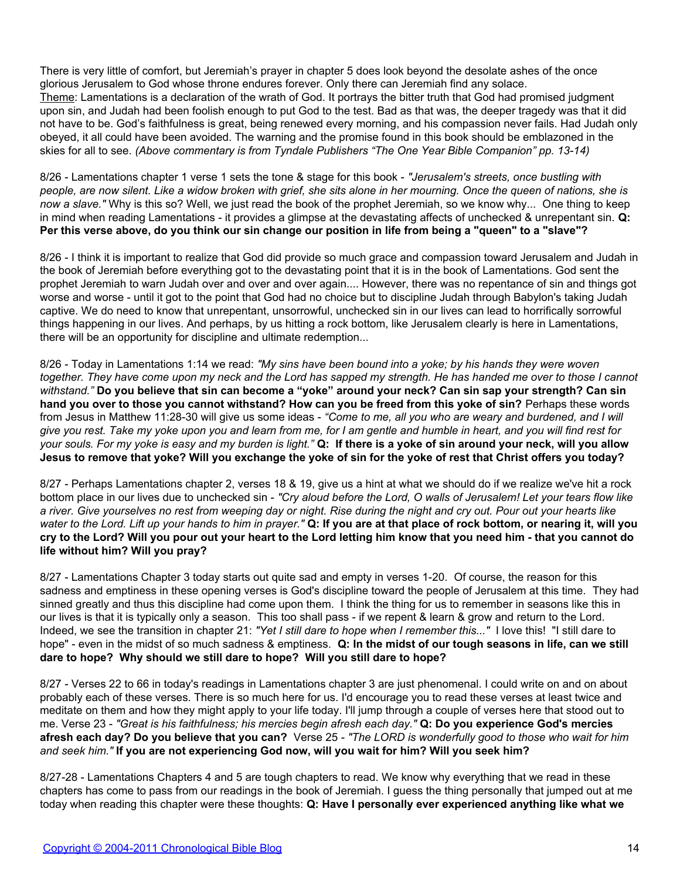There is very little of comfort, but Jeremiah's prayer in chapter 5 does look beyond the desolate ashes of the once glorious Jerusalem to God whose throne endures forever. Only there can Jeremiah find any solace.
Theme: Lamentations is a declaration of the wrath of God. It portrays the bitter truth that God had promised judgment upon sin, and Judah had been foolish enough to put God to the test. Bad as that was, the deeper tragedy was that it did not have to be. God's faithfulness is great, being renewed every morning, and his compassion never fails. Had Judah only obeyed, it all could have been avoided. The warning and the promise found in this book should be emblazoned in the skies for all to see. *(Above commentary is from Tyndale Publishers "The One Year Bible Companion" pp. 13-14)*

8/26 - Lamentations chapter 1 verse 1 sets the tone & stage for this book - *"Jerusalem's streets, once bustling with people, are now silent. Like a widow broken with grief, she sits alone in her mourning. Once the queen of nations, she is now a slave."* Why is this so? Well, we just read the book of the prophet Jeremiah, so we know why... One thing to keep in mind when reading Lamentations - it provides a glimpse at the devastating affects of unchecked & unrepentant sin. **Q: Per this verse above, do you think our sin change our position in life from being a "queen" to a "slave"?**

8/26 - I think it is important to realize that God did provide so much grace and compassion toward Jerusalem and Judah in the book of Jeremiah before everything got to the devastating point that it is in the book of Lamentations. God sent the prophet Jeremiah to warn Judah over and over and over again.... However, there was no repentance of sin and things got worse and worse - until it got to the point that God had no choice but to discipline Judah through Babylon's taking Judah captive. We do need to know that unrepentant, unsorrowful, unchecked sin in our lives can lead to horrifically sorrowful things happening in our lives. And perhaps, by us hitting a rock bottom, like Jerusalem clearly is here in Lamentations, there will be an opportunity for discipline and ultimate redemption...

8/26 - Today in Lamentations 1:14 we read: *"My sins have been bound into a yoke; by his hands they were woven together. They have come upon my neck and the Lord has sapped my strength. He has handed me over to those I cannot withstand."* **Do you believe that sin can become a "yoke" around your neck? Can sin sap your strength? Can sin hand you over to those you cannot withstand? How can you be freed from this yoke of sin?** Perhaps these words from Jesus in Matthew 11:28-30 will give us some ideas - *"Come to me, all you who are weary and burdened, and I will give you rest. Take my yoke upon you and learn from me, for I am gentle and humble in heart, and you will find rest for your souls. For my yoke is easy and my burden is light."* **Q: If there is a yoke of sin around your neck, will you allow Jesus to remove that yoke? Will you exchange the yoke of sin for the yoke of rest that Christ offers you today?**

8/27 - Perhaps Lamentations chapter 2, verses 18 & 19, give us a hint at what we should do if we realize we've hit a rock bottom place in our lives due to unchecked sin - *"Cry aloud before the Lord, O walls of Jerusalem! Let your tears flow like a river. Give yourselves no rest from weeping day or night. Rise during the night and cry out. Pour out your hearts like water to the Lord. Lift up your hands to him in prayer."* **Q: If you are at that place of rock bottom, or nearing it, will you cry to the Lord? Will you pour out your heart to the Lord letting him know that you need him - that you cannot do life without him? Will you pray?**

8/27 - Lamentations Chapter 3 today starts out quite sad and empty in verses 1-20. Of course, the reason for this sadness and emptiness in these opening verses is God's discipline toward the people of Jerusalem at this time. They had sinned greatly and thus this discipline had come upon them. I think the thing for us to remember in seasons like this in our lives is that it is typically only a season. This too shall pass - if we repent & learn & grow and return to the Lord. Indeed, we see the transition in chapter 21: *"Yet I still dare to hope when I remember this..."* I love this! "I still dare to hope" - even in the midst of so much sadness & emptiness. **Q: In the midst of our tough seasons in life, can we still dare to hope? Why should we still dare to hope? Will you still dare to hope?**

8/27 - Verses 22 to 66 in today's readings in Lamentations chapter 3 are just phenomenal. I could write on and on about probably each of these verses. There is so much here for us. I'd encourage you to read these verses at least twice and meditate on them and how they might apply to your life today. I'll jump through a couple of verses here that stood out to me. Verse 23 - *"Great is his faithfulness; his mercies begin afresh each day."* **Q: Do you experience God's mercies afresh each day? Do you believe that you can?** Verse 25 - *"The LORD is wonderfully good to those who wait for him and seek him."* **If you are not experiencing God now, will you wait for him? Will you seek him?**

8/27-28 - Lamentations Chapters 4 and 5 are tough chapters to read. We know why everything that we read in these chapters has come to pass from our readings in the book of Jeremiah. I guess the thing personally that jumped out at me today when reading this chapter were these thoughts: **Q: Have I personally ever experienced anything like what we**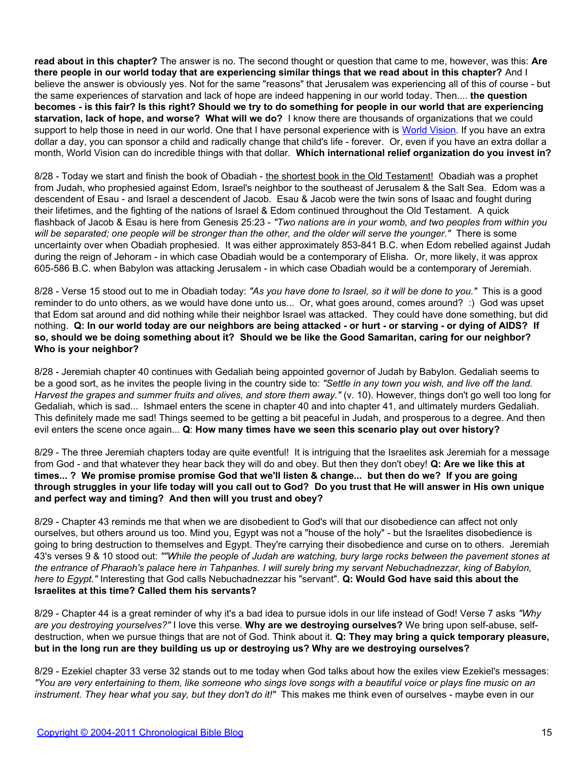**read about in this chapter?** The answer is no. The second thought or question that came to me, however, was this: **Are there people in our world today that are experiencing similar things that we read about in this chapter?** And I believe the answer is obviously yes. Not for the same "reasons" that Jerusalem was experiencing all of this of course - but the same experiences of starvation and lack of hope are indeed happening in our world today. Then.... **the question becomes - is this fair? Is this right? Should we try to do something for people in our world that are experiencing starvation, lack of hope, and worse? What will we do?** I know there are thousands of organizations that we could support to help those in need in our world. One that I have personal experience with is [World Vision](). If you have an extra dollar a day, you can sponsor a child and radically change that child's life - forever. Or, even if you have an extra dollar a month, World Vision can do incredible things with that dollar. **Which international relief organization do you invest in?**

8/28 - Today we start and finish the book of Obadiah - <u>the shortest book in the Old Testament!</u> Obadiah was a prophet from Judah, who prophesied against Edom, Israel's neighbor to the southeast of Jerusalem & the Salt Sea. Edom was a descendent of Esau - and Israel a descendent of Jacob. Esau & Jacob were the twin sons of Isaac and fought during their lifetimes, and the fighting of the nations of Israel & Edom continued throughout the Old Testament. A quick flashback of Jacob & Esau is here from Genesis 25:23 - *"Two nations are in your womb, and two peoples from within you will be separated; one people will be stronger than the other, and the older will serve the younger."* There is some uncertainty over when Obadiah prophesied. It was either approximately 853-841 B.C. when Edom rebelled against Judah during the reign of Jehoram - in which case Obadiah would be a contemporary of Elisha. Or, more likely, it was approx 605-586 B.C. when Babylon was attacking Jerusalem - in which case Obadiah would be a contemporary of Jeremiah.

8/28 - Verse 15 stood out to me in Obadiah today: *"As you have done to Israel, so it will be done to you."* This is a good reminder to do unto others, as we would have done unto us... Or, what goes around, comes around? :) God was upset that Edom sat around and did nothing while their neighbor Israel was attacked. They could have done something, but did nothing. **Q: In our world today are our neighbors being attacked - or hurt - or starving - or dying of AIDS? If so, should we be doing something about it? Should we be like the Good Samaritan, caring for our neighbor? Who is your neighbor?**

8/28 - Jeremiah chapter 40 continues with Gedaliah being appointed governor of Judah by Babylon. Gedaliah seems to be a good sort, as he invites the people living in the country side to: *"Settle in any town you wish, and live off the land. Harvest the grapes and summer fruits and olives, and store them away."* (v. 10). However, things don't go well too long for Gedaliah, which is sad... Ishmael enters the scene in chapter 40 and into chapter 41, and ultimately murders Gedaliah. This definitely made me sad! Things seemed to be getting a bit peaceful in Judah, and prosperous to a degree. And then evil enters the scene once again... **Q**: **How many times have we seen this scenario play out over history?**

8/29 - The three Jeremiah chapters today are quite eventful! It is intriguing that the Israelites ask Jeremiah for a message from God - and that whatever they hear back they will do and obey. But then they don't obey! **Q: Are we like this at times... ? We promise promise promise God that we'll listen & change... but then do we? If you are going through struggles in your life today will you call out to God? Do you trust that He will answer in His own unique and perfect way and timing? And then will you trust and obey?**

8/29 - Chapter 43 reminds me that when we are disobedient to God's will that our disobedience can affect not only ourselves, but others around us too. Mind you, Egypt was not a "house of the holy" - but the Israelites disobedience is going to bring destruction to themselves and Egypt. They're carrying their disobedience and curse on to others. Jeremiah 43's verses 9 & 10 stood out: *""While the people of Judah are watching, bury large rocks between the pavement stones at the entrance of Pharaoh's palace here in Tahpanhes. I will surely bring my servant Nebuchadnezzar, king of Babylon, here to Egypt."* Interesting that God calls Nebuchadnezzar his "servant". **Q: Would God have said this about the Israelites at this time? Called them his servants?**

8/29 - Chapter 44 is a great reminder of why it's a bad idea to pursue idols in our life instead of God! Verse 7 asks *"Why are you destroying yourselves?"* I love this verse. **Why are we destroying ourselves?** We bring upon self-abuse, self-destruction, when we pursue things that are not of God. Think about it. **Q: They may bring a quick temporary pleasure, but in the long run are they building us up or destroying us? Why are we destroying ourselves?**

8/29 - Ezekiel chapter 33 verse 32 stands out to me today when God talks about how the exiles view Ezekiel's messages: *"You are very entertaining to them, like someone who sings love songs with a beautiful voice or plays fine music on an instrument. They hear what you say, but they don't do it!"* This makes me think even of ourselves - maybe even in our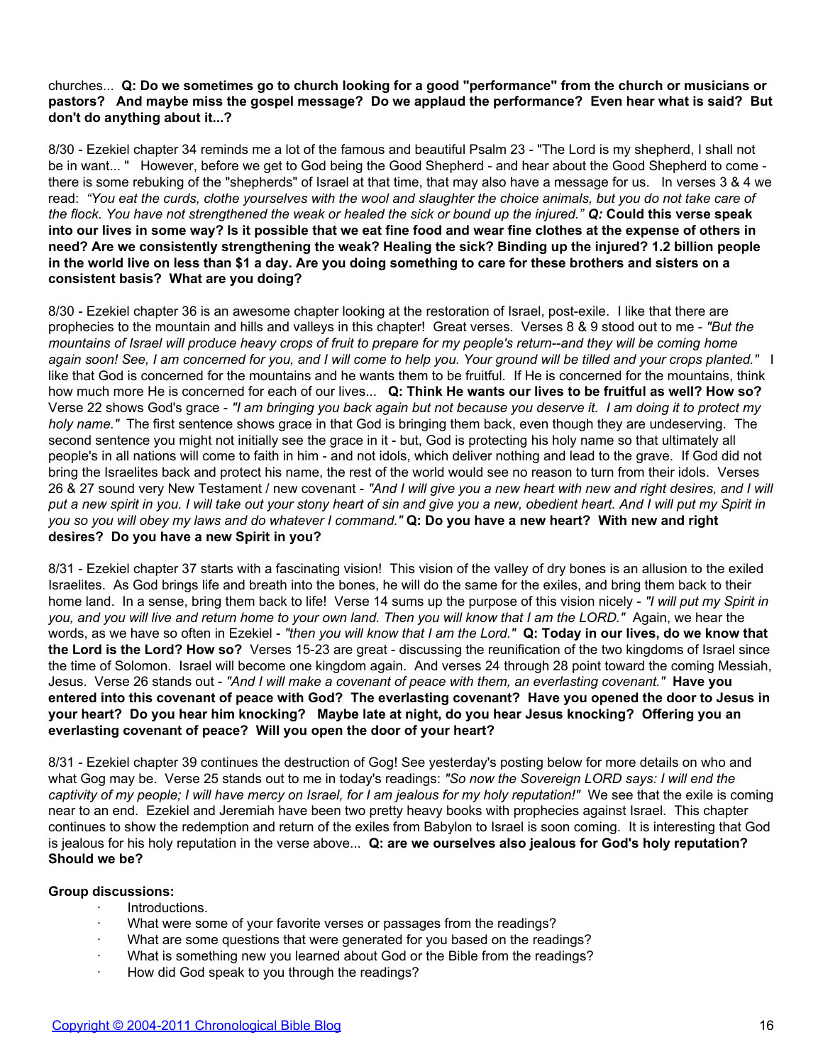churches... **Q: Do we sometimes go to church looking for a good "performance" from the church or musicians or pastors? And maybe miss the gospel message? Do we applaud the performance? Even hear what is said? But don't do anything about it...?**

8/30 - Ezekiel chapter 34 reminds me a lot of the famous and beautiful Psalm 23 - "The Lord is my shepherd, I shall not be in want... " However, before we get to God being the Good Shepherd - and hear about the Good Shepherd to come - there is some rebuking of the "shepherds" of Israel at that time, that may also have a message for us. In verses 3 & 4 we read: *"You eat the curds, clothe yourselves with the wool and slaughter the choice animals, but you do not take care of the flock. You have not strengthened the weak or healed the sick or bound up the injured."* ***Q:*** **Could this verse speak into our lives in some way? Is it possible that we eat fine food and wear fine clothes at the expense of others in need? Are we consistently strengthening the weak? Healing the sick? Binding up the injured? 1.2 billion people in the world live on less than $1 a day. Are you doing something to care for these brothers and sisters on a consistent basis? What are you doing?**

8/30 - Ezekiel chapter 36 is an awesome chapter looking at the restoration of Israel, post-exile. I like that there are prophecies to the mountain and hills and valleys in this chapter! Great verses. Verses 8 & 9 stood out to me - *"But the mountains of Israel will produce heavy crops of fruit to prepare for my people's return--and they will be coming home again soon! See, I am concerned for you, and I will come to help you. Your ground will be tilled and your crops planted."* I like that God is concerned for the mountains and he wants them to be fruitful. If He is concerned for the mountains, think how much more He is concerned for each of our lives... **Q: Think He wants our lives to be fruitful as well? How so?** Verse 22 shows God's grace - *"I am bringing you back again but not because you deserve it. I am doing it to protect my holy name."* The first sentence shows grace in that God is bringing them back, even though they are undeserving. The second sentence you might not initially see the grace in it - but, God is protecting his holy name so that ultimately all people's in all nations will come to faith in him - and not idols, which deliver nothing and lead to the grave. If God did not bring the Israelites back and protect his name, the rest of the world would see no reason to turn from their idols. Verses 26 & 27 sound very New Testament / new covenant - *"And I will give you a new heart with new and right desires, and I will put a new spirit in you. I will take out your stony heart of sin and give you a new, obedient heart. And I will put my Spirit in you so you will obey my laws and do whatever I command."* **Q: Do you have a new heart? With new and right desires? Do you have a new Spirit in you?**

8/31 - Ezekiel chapter 37 starts with a fascinating vision! This vision of the valley of dry bones is an allusion to the exiled Israelites. As God brings life and breath into the bones, he will do the same for the exiles, and bring them back to their home land. In a sense, bring them back to life! Verse 14 sums up the purpose of this vision nicely - *"I will put my Spirit in you, and you will live and return home to your own land. Then you will know that I am the LORD."* Again, we hear the words, as we have so often in Ezekiel - *"then you will know that I am the Lord."* **Q: Today in our lives, do we know that the Lord is the Lord? How so?** Verses 15-23 are great - discussing the reunification of the two kingdoms of Israel since the time of Solomon. Israel will become one kingdom again. And verses 24 through 28 point toward the coming Messiah, Jesus. Verse 26 stands out - *"And I will make a covenant of peace with them, an everlasting covenant."* **Have you entered into this covenant of peace with God? The everlasting covenant? Have you opened the door to Jesus in your heart? Do you hear him knocking? Maybe late at night, do you hear Jesus knocking? Offering you an everlasting covenant of peace? Will you open the door of your heart?**

8/31 - Ezekiel chapter 39 continues the destruction of Gog! See yesterday's posting below for more details on who and what Gog may be. Verse 25 stands out to me in today's readings: *"So now the Sovereign LORD says: I will end the captivity of my people; I will have mercy on Israel, for I am jealous for my holy reputation!"* We see that the exile is coming near to an end. Ezekiel and Jeremiah have been two pretty heavy books with prophecies against Israel. This chapter continues to show the redemption and return of the exiles from Babylon to Israel is soon coming. It is interesting that God is jealous for his holy reputation in the verse above... **Q: are we ourselves also jealous for God's holy reputation? Should we be?**

**Group discussions:**

- Introductions.
- What were some of your favorite verses or passages from the readings?
- What are some questions that were generated for you based on the readings?
- What is something new you learned about God or the Bible from the readings?
- How did God speak to you through the readings?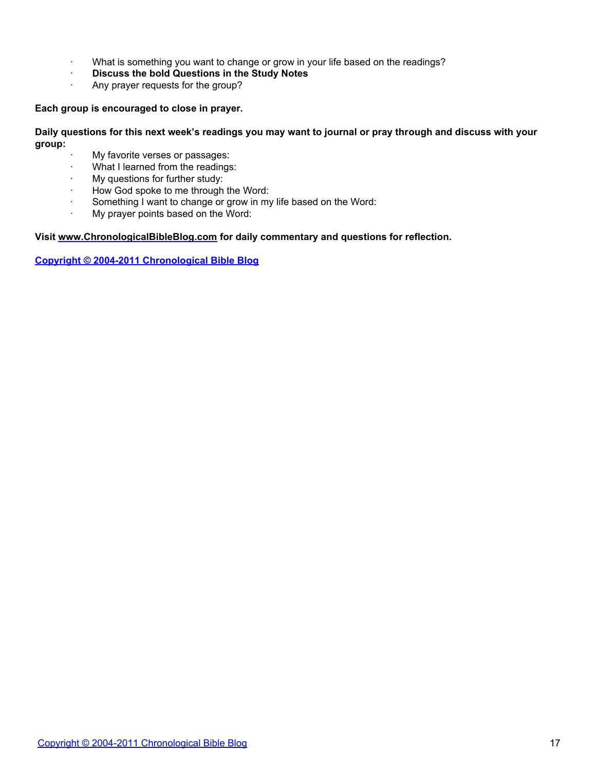- What is something you want to change or grow in your life based on the readings?
- **Discuss the bold Questions in the Study Notes**
- Any prayer requests for the group?

**Each group is encouraged to close in prayer.**

**Daily questions for this next week's readings you may want to journal or pray through and discuss with your group:**

- My favorite verses or passages:
- What I learned from the readings:
- My questions for further study:
- How God spoke to me through the Word:
- Something I want to change or grow in my life based on the Word:
- My prayer points based on the Word:

**Visit [www.ChronologicalBibleBlog.com](http://www.ChronologicalBibleBlog.com) for daily commentary and questions for reflection.**

**[Copyright © 2004-2011 Chronological Bible Blog](http://www.ChronologicalBibleBlog.com)**